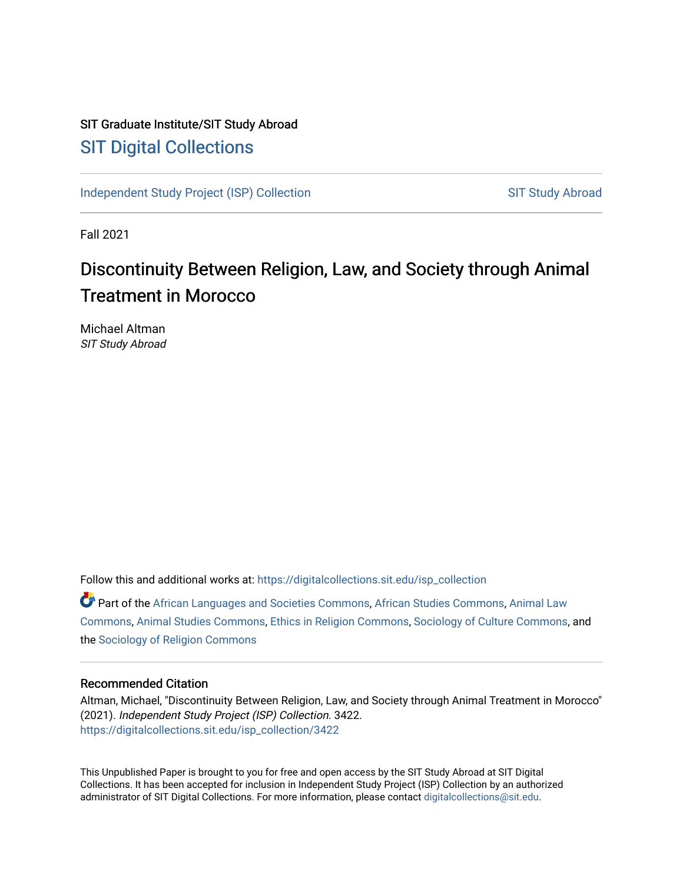SIT Graduate Institute/SIT Study Abroad

# SIT Digital Collections

Independent Study Project (ISP) Collection

SIT Study Abroad

Fall 2021

## Discontinuity Between Religion, Law, and Society through Animal Treatment in Morocco

Michael Altman
*SIT Study Abroad*

Follow this and additional works at: https://digitalcollections.sit.edu/isp_collection

Part of the African Languages and Societies Commons, African Studies Commons, Animal Law Commons, Animal Studies Commons, Ethics in Religion Commons, Sociology of Culture Commons, and the Sociology of Religion Commons

### Recommended Citation

Altman, Michael, "Discontinuity Between Religion, Law, and Society through Animal Treatment in Morocco" (2021). *Independent Study Project (ISP) Collection*. 3422.
https://digitalcollections.sit.edu/isp_collection/3422

This Unpublished Paper is brought to you for free and open access by the SIT Study Abroad at SIT Digital Collections. It has been accepted for inclusion in Independent Study Project (ISP) Collection by an authorized administrator of SIT Digital Collections. For more information, please contact digitalcollections@sit.edu.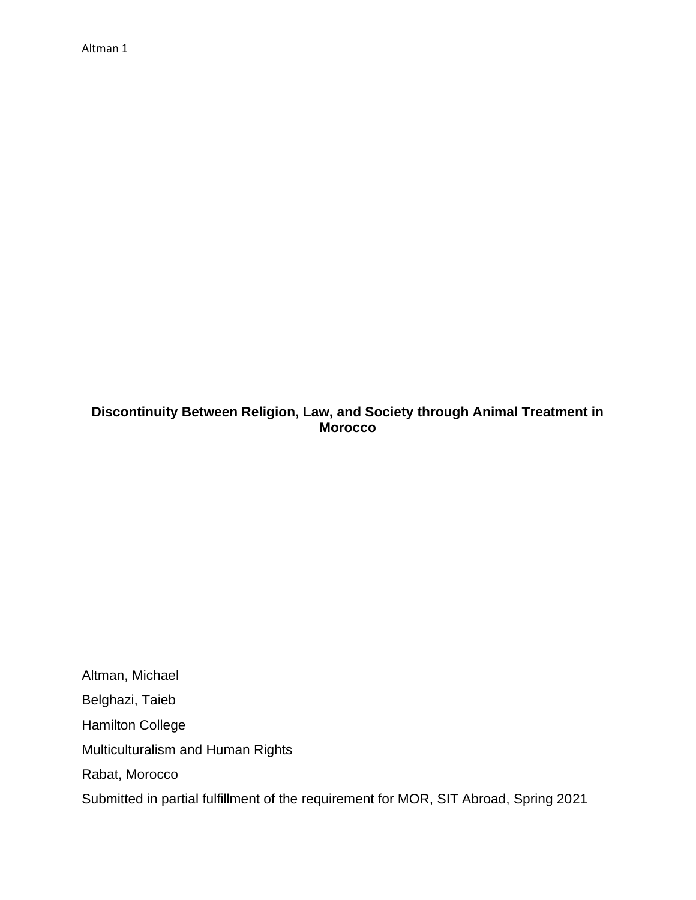# Discontinuity Between Religion, Law, and Society through Animal Treatment in Morocco

Altman, Michael

Belghazi, Taieb

Hamilton College

Multiculturalism and Human Rights

Rabat, Morocco

Submitted in partial fulfillment of the requirement for MOR, SIT Abroad, Spring 2021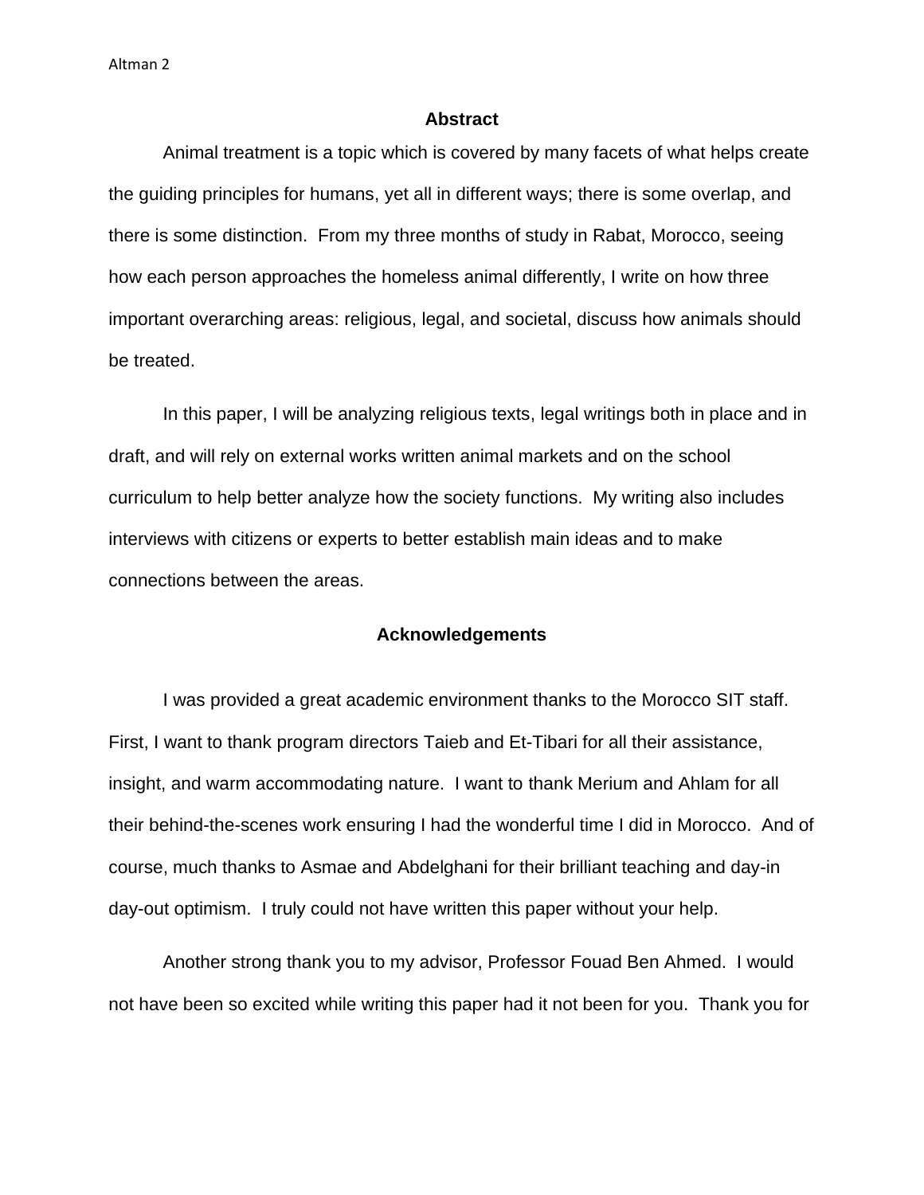## Abstract

Animal treatment is a topic which is covered by many facets of what helps create the guiding principles for humans, yet all in different ways; there is some overlap, and there is some distinction. From my three months of study in Rabat, Morocco, seeing how each person approaches the homeless animal differently, I write on how three important overarching areas: religious, legal, and societal, discuss how animals should be treated.

In this paper, I will be analyzing religious texts, legal writings both in place and in draft, and will rely on external works written animal markets and on the school curriculum to help better analyze how the society functions. My writing also includes interviews with citizens or experts to better establish main ideas and to make connections between the areas.

## Acknowledgements

I was provided a great academic environment thanks to the Morocco SIT staff. First, I want to thank program directors Taieb and Et-Tibari for all their assistance, insight, and warm accommodating nature. I want to thank Merium and Ahlam for all their behind-the-scenes work ensuring I had the wonderful time I did in Morocco. And of course, much thanks to Asmae and Abdelghani for their brilliant teaching and day-in day-out optimism. I truly could not have written this paper without your help.

Another strong thank you to my advisor, Professor Fouad Ben Ahmed. I would not have been so excited while writing this paper had it not been for you. Thank you for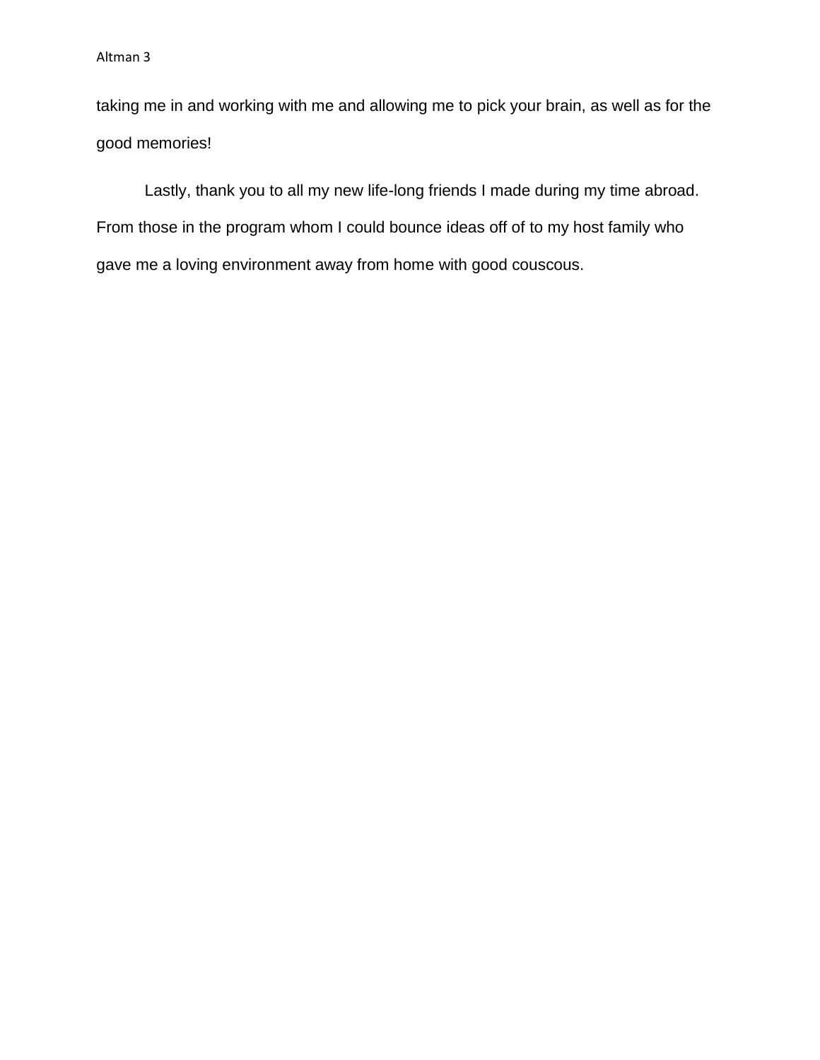taking me in and working with me and allowing me to pick your brain, as well as for the good memories!

Lastly, thank you to all my new life-long friends I made during my time abroad. From those in the program whom I could bounce ideas off of to my host family who gave me a loving environment away from home with good couscous.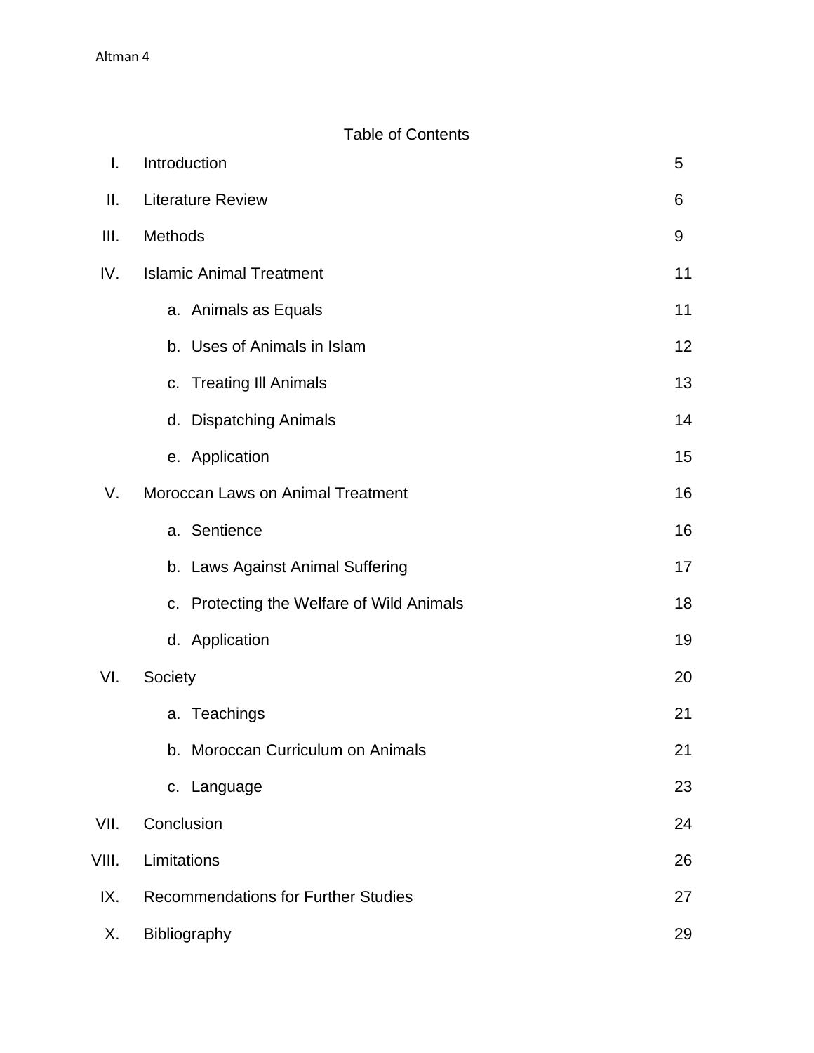# Table of Contents

| | | |
|---|---|---|
| I. | Introduction | 5 |
| II. | Literature Review | 6 |
| III. | Methods | 9 |
| IV. | Islamic Animal Treatment | 11 |
| | a. Animals as Equals | 11 |
| | b. Uses of Animals in Islam | 12 |
| | c. Treating Ill Animals | 13 |
| | d. Dispatching Animals | 14 |
| | e. Application | 15 |
| V. | Moroccan Laws on Animal Treatment | 16 |
| | a. Sentience | 16 |
| | b. Laws Against Animal Suffering | 17 |
| | c. Protecting the Welfare of Wild Animals | 18 |
| | d. Application | 19 |
| VI. | Society | 20 |
| | a. Teachings | 21 |
| | b. Moroccan Curriculum on Animals | 21 |
| | c. Language | 23 |
| VII. | Conclusion | 24 |
| VIII. | Limitations | 26 |
| IX. | Recommendations for Further Studies | 27 |
| X. | Bibliography | 29 |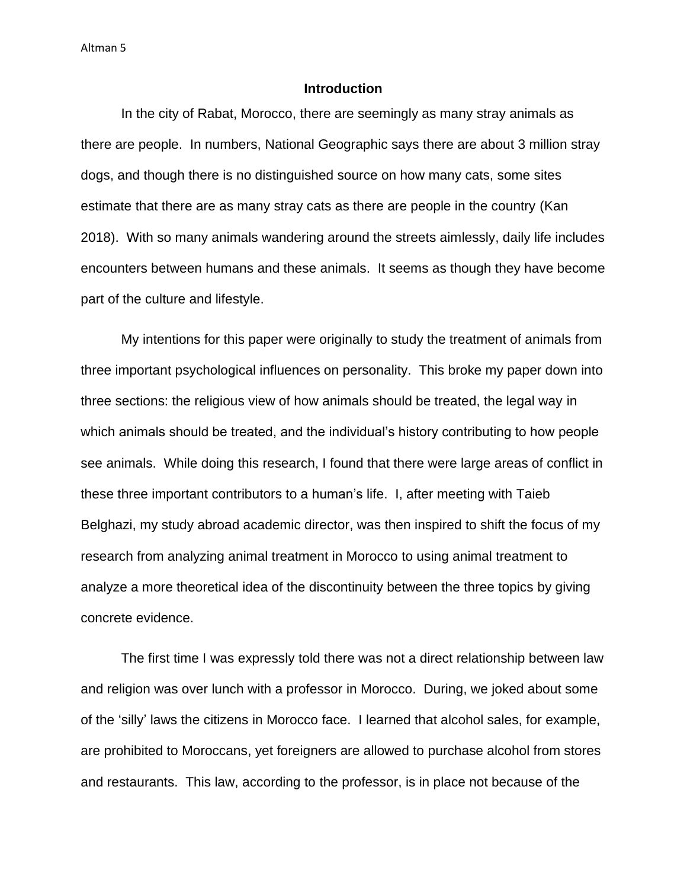## Introduction

In the city of Rabat, Morocco, there are seemingly as many stray animals as there are people. In numbers, National Geographic says there are about 3 million stray dogs, and though there is no distinguished source on how many cats, some sites estimate that there are as many stray cats as there are people in the country (Kan 2018). With so many animals wandering around the streets aimlessly, daily life includes encounters between humans and these animals. It seems as though they have become part of the culture and lifestyle.

My intentions for this paper were originally to study the treatment of animals from three important psychological influences on personality. This broke my paper down into three sections: the religious view of how animals should be treated, the legal way in which animals should be treated, and the individual's history contributing to how people see animals. While doing this research, I found that there were large areas of conflict in these three important contributors to a human's life. I, after meeting with Taieb Belghazi, my study abroad academic director, was then inspired to shift the focus of my research from analyzing animal treatment in Morocco to using animal treatment to analyze a more theoretical idea of the discontinuity between the three topics by giving concrete evidence.

The first time I was expressly told there was not a direct relationship between law and religion was over lunch with a professor in Morocco. During, we joked about some of the 'silly' laws the citizens in Morocco face. I learned that alcohol sales, for example, are prohibited to Moroccans, yet foreigners are allowed to purchase alcohol from stores and restaurants. This law, according to the professor, is in place not because of the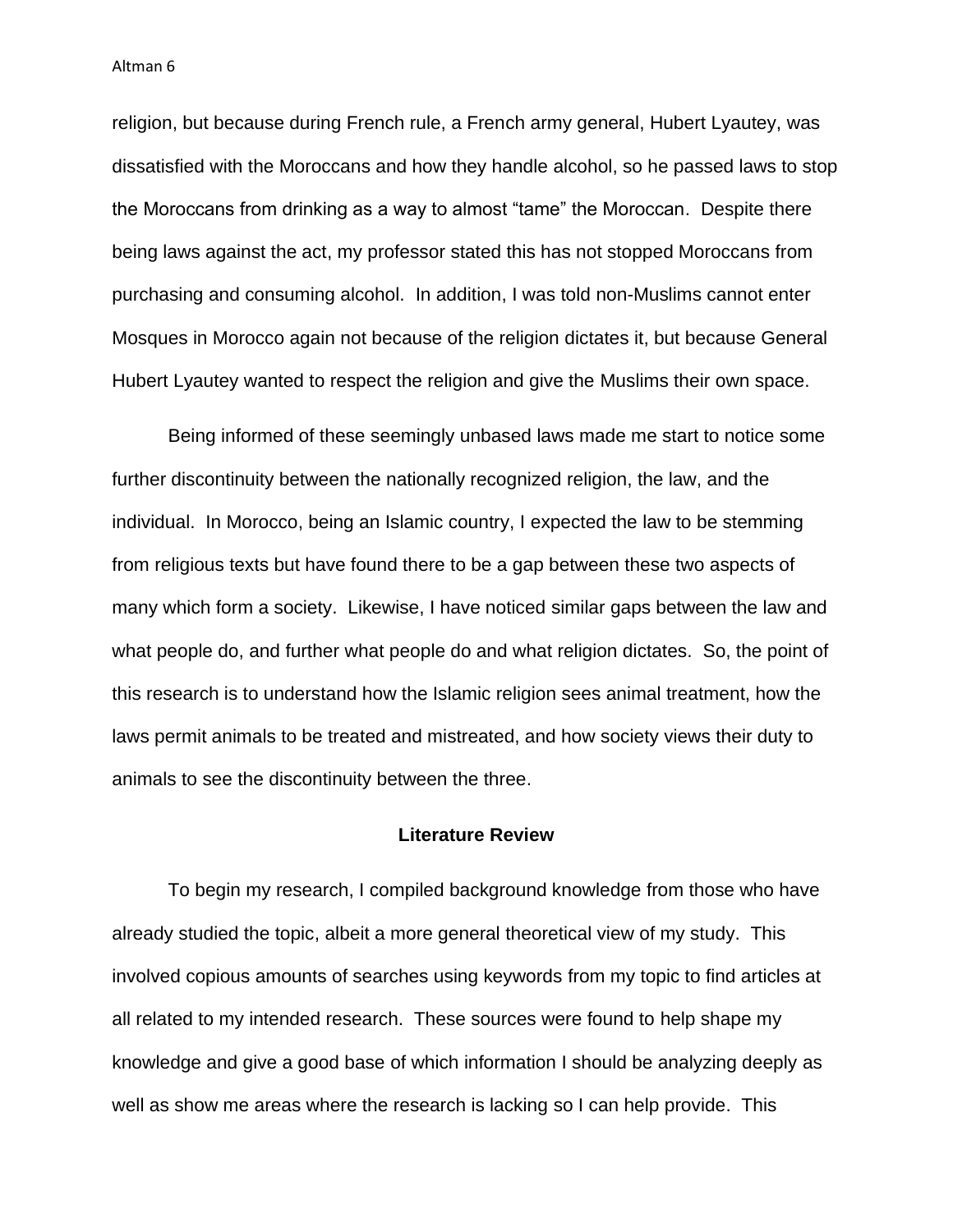religion, but because during French rule, a French army general, Hubert Lyautey, was dissatisfied with the Moroccans and how they handle alcohol, so he passed laws to stop the Moroccans from drinking as a way to almost "tame" the Moroccan. Despite there being laws against the act, my professor stated this has not stopped Moroccans from purchasing and consuming alcohol. In addition, I was told non-Muslims cannot enter Mosques in Morocco again not because of the religion dictates it, but because General Hubert Lyautey wanted to respect the religion and give the Muslims their own space.

Being informed of these seemingly unbased laws made me start to notice some further discontinuity between the nationally recognized religion, the law, and the individual. In Morocco, being an Islamic country, I expected the law to be stemming from religious texts but have found there to be a gap between these two aspects of many which form a society. Likewise, I have noticed similar gaps between the law and what people do, and further what people do and what religion dictates. So, the point of this research is to understand how the Islamic religion sees animal treatment, how the laws permit animals to be treated and mistreated, and how society views their duty to animals to see the discontinuity between the three.

## Literature Review

To begin my research, I compiled background knowledge from those who have already studied the topic, albeit a more general theoretical view of my study. This involved copious amounts of searches using keywords from my topic to find articles at all related to my intended research. These sources were found to help shape my knowledge and give a good base of which information I should be analyzing deeply as well as show me areas where the research is lacking so I can help provide. This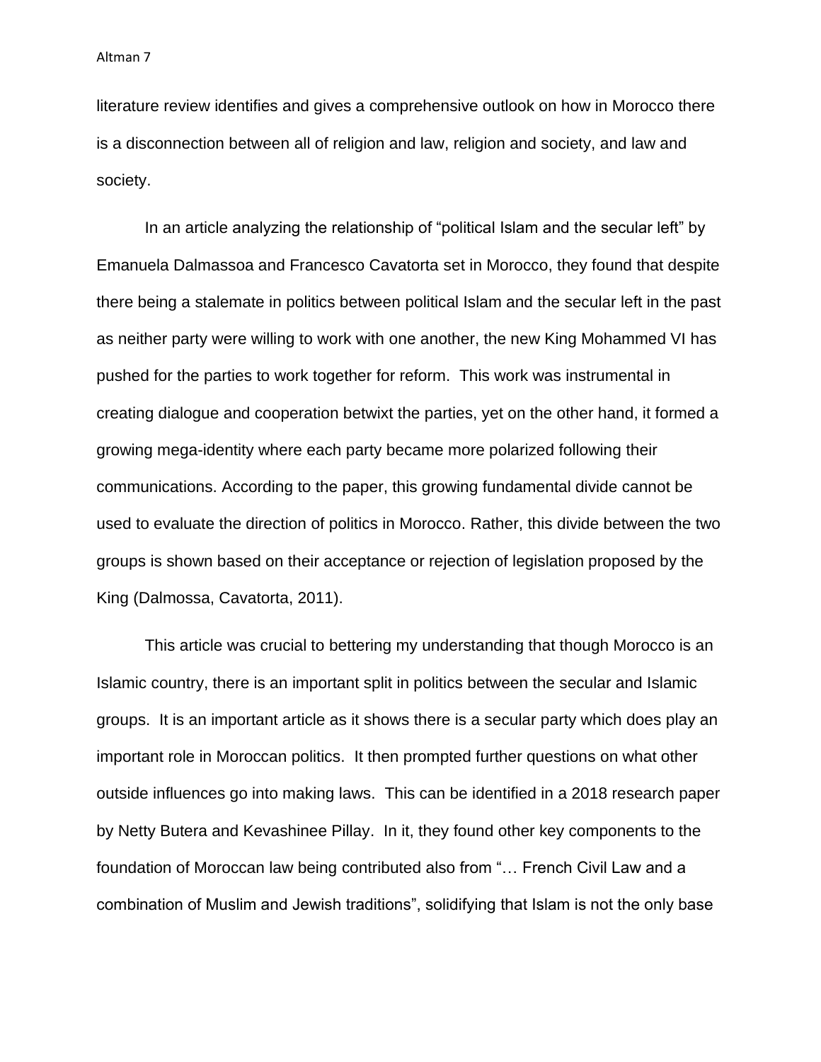literature review identifies and gives a comprehensive outlook on how in Morocco there is a disconnection between all of religion and law, religion and society, and law and society.

In an article analyzing the relationship of "political Islam and the secular left" by Emanuela Dalmassoa and Francesco Cavatorta set in Morocco, they found that despite there being a stalemate in politics between political Islam and the secular left in the past as neither party were willing to work with one another, the new King Mohammed VI has pushed for the parties to work together for reform. This work was instrumental in creating dialogue and cooperation betwixt the parties, yet on the other hand, it formed a growing mega-identity where each party became more polarized following their communications. According to the paper, this growing fundamental divide cannot be used to evaluate the direction of politics in Morocco. Rather, this divide between the two groups is shown based on their acceptance or rejection of legislation proposed by the King (Dalmossa, Cavatorta, 2011).

This article was crucial to bettering my understanding that though Morocco is an Islamic country, there is an important split in politics between the secular and Islamic groups. It is an important article as it shows there is a secular party which does play an important role in Moroccan politics. It then prompted further questions on what other outside influences go into making laws. This can be identified in a 2018 research paper by Netty Butera and Kevashinee Pillay. In it, they found other key components to the foundation of Moroccan law being contributed also from "… French Civil Law and a combination of Muslim and Jewish traditions", solidifying that Islam is not the only base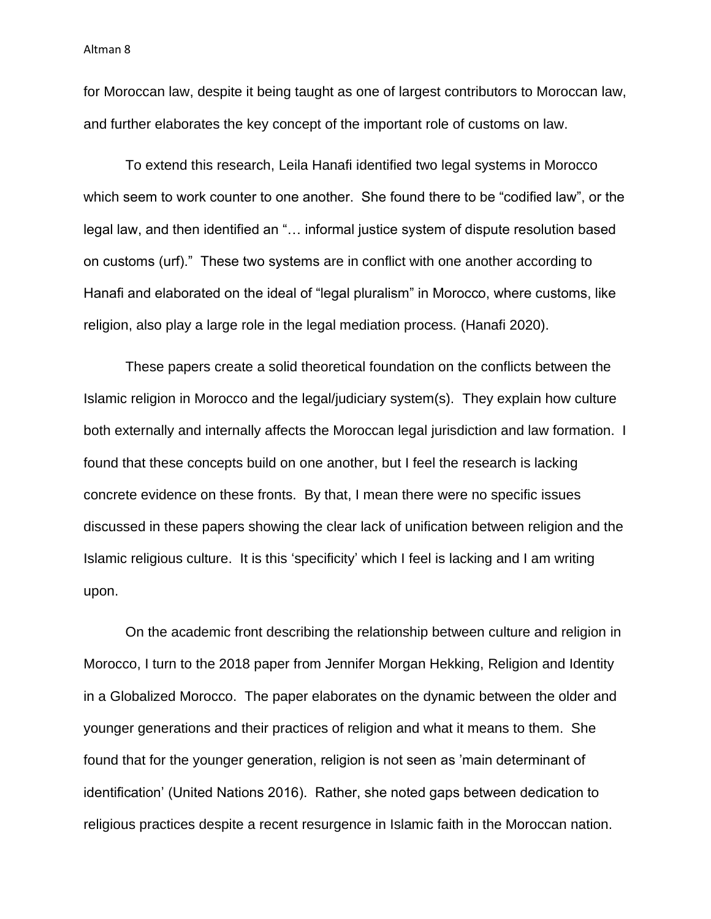for Moroccan law, despite it being taught as one of largest contributors to Moroccan law, and further elaborates the key concept of the important role of customs on law.

To extend this research, Leila Hanafi identified two legal systems in Morocco which seem to work counter to one another. She found there to be "codified law", or the legal law, and then identified an "… informal justice system of dispute resolution based on customs (urf)." These two systems are in conflict with one another according to Hanafi and elaborated on the ideal of "legal pluralism" in Morocco, where customs, like religion, also play a large role in the legal mediation process. (Hanafi 2020).

These papers create a solid theoretical foundation on the conflicts between the Islamic religion in Morocco and the legal/judiciary system(s). They explain how culture both externally and internally affects the Moroccan legal jurisdiction and law formation. I found that these concepts build on one another, but I feel the research is lacking concrete evidence on these fronts. By that, I mean there were no specific issues discussed in these papers showing the clear lack of unification between religion and the Islamic religious culture. It is this 'specificity' which I feel is lacking and I am writing upon.

On the academic front describing the relationship between culture and religion in Morocco, I turn to the 2018 paper from Jennifer Morgan Hekking, Religion and Identity in a Globalized Morocco. The paper elaborates on the dynamic between the older and younger generations and their practices of religion and what it means to them. She found that for the younger generation, religion is not seen as 'main determinant of identification' (United Nations 2016). Rather, she noted gaps between dedication to religious practices despite a recent resurgence in Islamic faith in the Moroccan nation.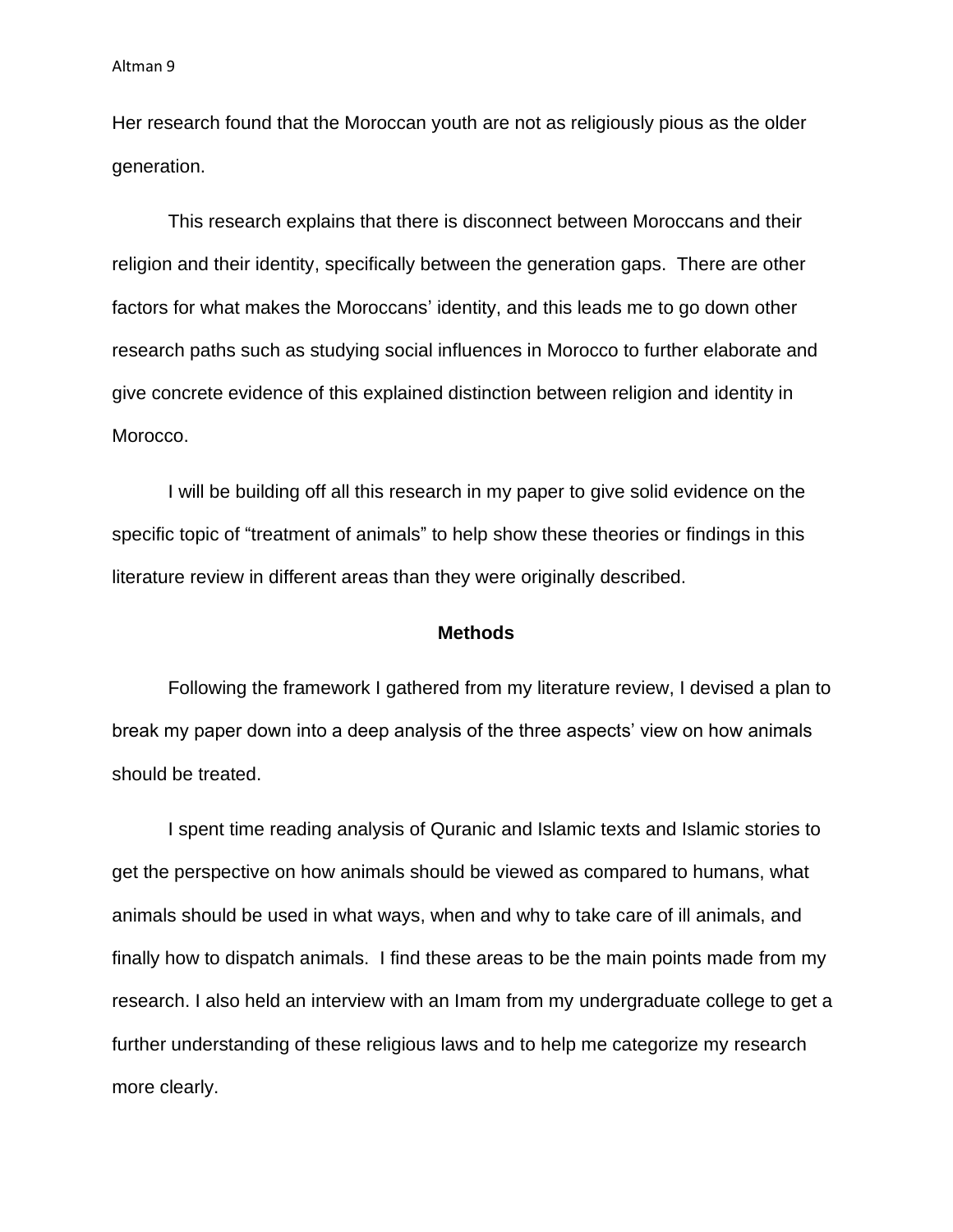Her research found that the Moroccan youth are not as religiously pious as the older generation.

This research explains that there is disconnect between Moroccans and their religion and their identity, specifically between the generation gaps.  There are other factors for what makes the Moroccans' identity, and this leads me to go down other research paths such as studying social influences in Morocco to further elaborate and give concrete evidence of this explained distinction between religion and identity in Morocco.

I will be building off all this research in my paper to give solid evidence on the specific topic of "treatment of animals" to help show these theories or findings in this literature review in different areas than they were originally described.

## Methods

Following the framework I gathered from my literature review, I devised a plan to break my paper down into a deep analysis of the three aspects' view on how animals should be treated.

I spent time reading analysis of Quranic and Islamic texts and Islamic stories to get the perspective on how animals should be viewed as compared to humans, what animals should be used in what ways, when and why to take care of ill animals, and finally how to dispatch animals.  I find these areas to be the main points made from my research. I also held an interview with an Imam from my undergraduate college to get a further understanding of these religious laws and to help me categorize my research more clearly.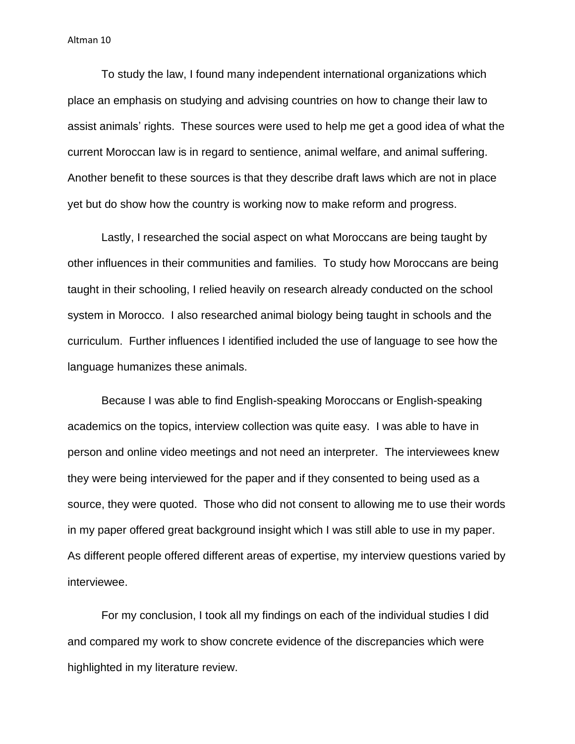To study the law, I found many independent international organizations which place an emphasis on studying and advising countries on how to change their law to assist animals' rights. These sources were used to help me get a good idea of what the current Moroccan law is in regard to sentience, animal welfare, and animal suffering. Another benefit to these sources is that they describe draft laws which are not in place yet but do show how the country is working now to make reform and progress.

Lastly, I researched the social aspect on what Moroccans are being taught by other influences in their communities and families. To study how Moroccans are being taught in their schooling, I relied heavily on research already conducted on the school system in Morocco. I also researched animal biology being taught in schools and the curriculum. Further influences I identified included the use of language to see how the language humanizes these animals.

Because I was able to find English-speaking Moroccans or English-speaking academics on the topics, interview collection was quite easy. I was able to have in person and online video meetings and not need an interpreter. The interviewees knew they were being interviewed for the paper and if they consented to being used as a source, they were quoted. Those who did not consent to allowing me to use their words in my paper offered great background insight which I was still able to use in my paper. As different people offered different areas of expertise, my interview questions varied by interviewee.

For my conclusion, I took all my findings on each of the individual studies I did and compared my work to show concrete evidence of the discrepancies which were highlighted in my literature review.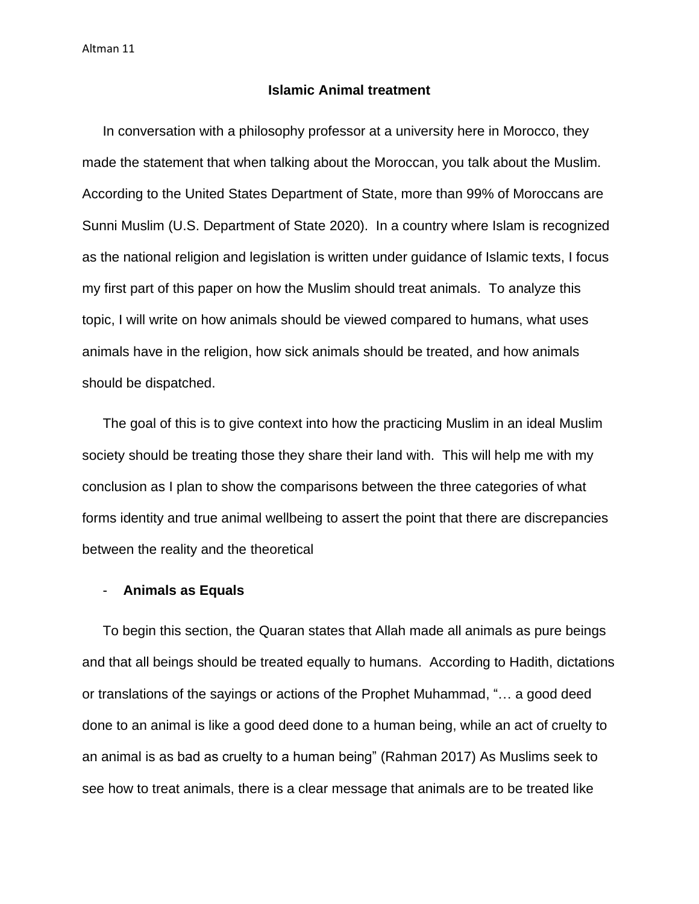## Islamic Animal treatment

In conversation with a philosophy professor at a university here in Morocco, they made the statement that when talking about the Moroccan, you talk about the Muslim. According to the United States Department of State, more than 99% of Moroccans are Sunni Muslim (U.S. Department of State 2020). In a country where Islam is recognized as the national religion and legislation is written under guidance of Islamic texts, I focus my first part of this paper on how the Muslim should treat animals. To analyze this topic, I will write on how animals should be viewed compared to humans, what uses animals have in the religion, how sick animals should be treated, and how animals should be dispatched.

The goal of this is to give context into how the practicing Muslim in an ideal Muslim society should be treating those they share their land with. This will help me with my conclusion as I plan to show the comparisons between the three categories of what forms identity and true animal wellbeing to assert the point that there are discrepancies between the reality and the theoretical

- **Animals as Equals**

To begin this section, the Quaran states that Allah made all animals as pure beings and that all beings should be treated equally to humans. According to Hadith, dictations or translations of the sayings or actions of the Prophet Muhammad, "… a good deed done to an animal is like a good deed done to a human being, while an act of cruelty to an animal is as bad as cruelty to a human being" (Rahman 2017) As Muslims seek to see how to treat animals, there is a clear message that animals are to be treated like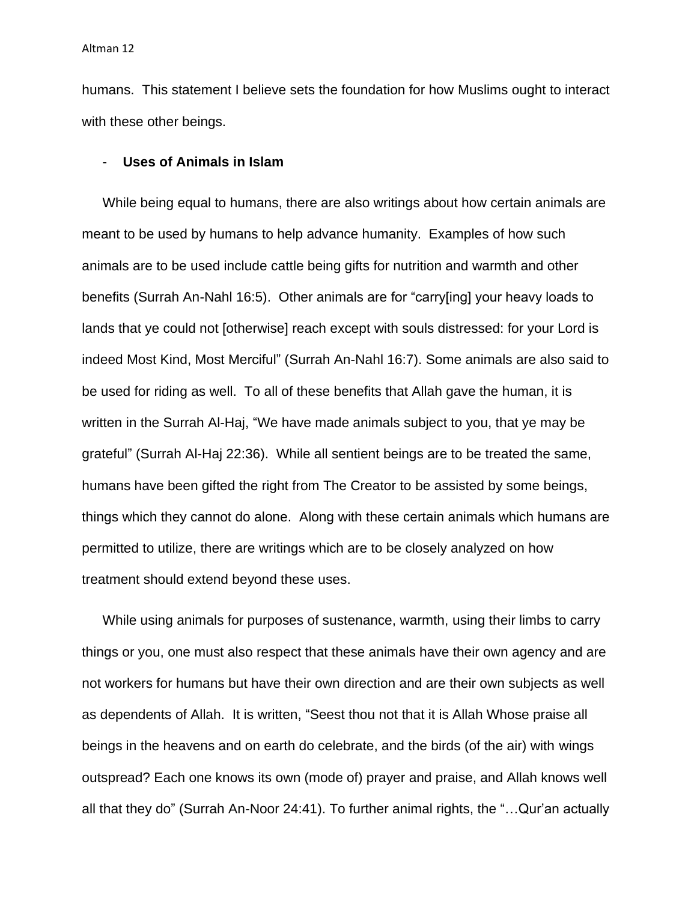humans. This statement I believe sets the foundation for how Muslims ought to interact with these other beings.

- **Uses of Animals in Islam**

While being equal to humans, there are also writings about how certain animals are meant to be used by humans to help advance humanity. Examples of how such animals are to be used include cattle being gifts for nutrition and warmth and other benefits (Surrah An-Nahl 16:5). Other animals are for "carry[ing] your heavy loads to lands that ye could not [otherwise] reach except with souls distressed: for your Lord is indeed Most Kind, Most Merciful" (Surrah An-Nahl 16:7). Some animals are also said to be used for riding as well. To all of these benefits that Allah gave the human, it is written in the Surrah Al-Haj, "We have made animals subject to you, that ye may be grateful" (Surrah Al-Haj 22:36). While all sentient beings are to be treated the same, humans have been gifted the right from The Creator to be assisted by some beings, things which they cannot do alone. Along with these certain animals which humans are permitted to utilize, there are writings which are to be closely analyzed on how treatment should extend beyond these uses.

While using animals for purposes of sustenance, warmth, using their limbs to carry things or you, one must also respect that these animals have their own agency and are not workers for humans but have their own direction and are their own subjects as well as dependents of Allah. It is written, "Seest thou not that it is Allah Whose praise all beings in the heavens and on earth do celebrate, and the birds (of the air) with wings outspread? Each one knows its own (mode of) prayer and praise, and Allah knows well all that they do" (Surrah An-Noor 24:41). To further animal rights, the "…Qur'an actually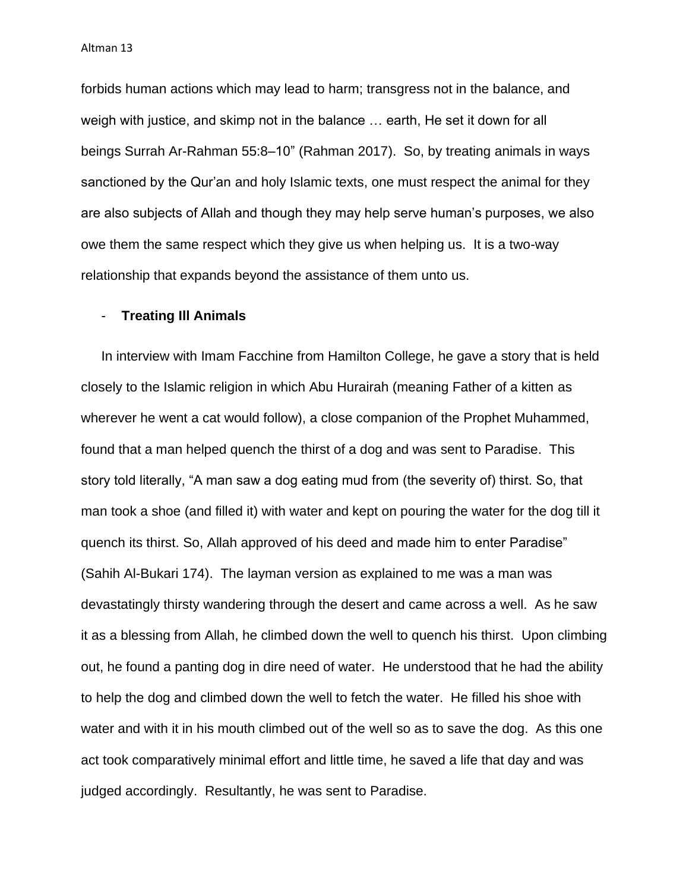forbids human actions which may lead to harm; transgress not in the balance, and weigh with justice, and skimp not in the balance … earth, He set it down for all beings Surrah Ar-Rahman 55:8–10" (Rahman 2017). So, by treating animals in ways sanctioned by the Qur'an and holy Islamic texts, one must respect the animal for they are also subjects of Allah and though they may help serve human's purposes, we also owe them the same respect which they give us when helping us. It is a two-way relationship that expands beyond the assistance of them unto us.

- **Treating Ill Animals**

In interview with Imam Facchine from Hamilton College, he gave a story that is held closely to the Islamic religion in which Abu Hurairah (meaning Father of a kitten as wherever he went a cat would follow), a close companion of the Prophet Muhammed, found that a man helped quench the thirst of a dog and was sent to Paradise. This story told literally, "A man saw a dog eating mud from (the severity of) thirst. So, that man took a shoe (and filled it) with water and kept on pouring the water for the dog till it quench its thirst. So, Allah approved of his deed and made him to enter Paradise" (Sahih Al-Bukari 174). The layman version as explained to me was a man was devastatingly thirsty wandering through the desert and came across a well. As he saw it as a blessing from Allah, he climbed down the well to quench his thirst. Upon climbing out, he found a panting dog in dire need of water. He understood that he had the ability to help the dog and climbed down the well to fetch the water. He filled his shoe with water and with it in his mouth climbed out of the well so as to save the dog. As this one act took comparatively minimal effort and little time, he saved a life that day and was judged accordingly. Resultantly, he was sent to Paradise.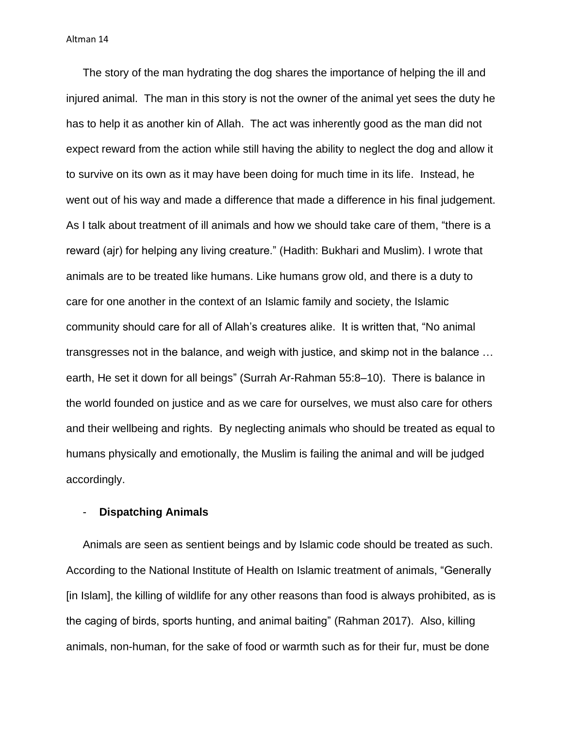The story of the man hydrating the dog shares the importance of helping the ill and injured animal. The man in this story is not the owner of the animal yet sees the duty he has to help it as another kin of Allah. The act was inherently good as the man did not expect reward from the action while still having the ability to neglect the dog and allow it to survive on its own as it may have been doing for much time in its life. Instead, he went out of his way and made a difference that made a difference in his final judgement. As I talk about treatment of ill animals and how we should take care of them, "there is a reward (ajr) for helping any living creature." (Hadith: Bukhari and Muslim). I wrote that animals are to be treated like humans. Like humans grow old, and there is a duty to care for one another in the context of an Islamic family and society, the Islamic community should care for all of Allah's creatures alike. It is written that, "No animal transgresses not in the balance, and weigh with justice, and skimp not in the balance … earth, He set it down for all beings" (Surrah Ar-Rahman 55:8–10). There is balance in the world founded on justice and as we care for ourselves, we must also care for others and their wellbeing and rights. By neglecting animals who should be treated as equal to humans physically and emotionally, the Muslim is failing the animal and will be judged accordingly.

- **Dispatching Animals**

Animals are seen as sentient beings and by Islamic code should be treated as such. According to the National Institute of Health on Islamic treatment of animals, "Generally [in Islam], the killing of wildlife for any other reasons than food is always prohibited, as is the caging of birds, sports hunting, and animal baiting" (Rahman 2017). Also, killing animals, non-human, for the sake of food or warmth such as for their fur, must be done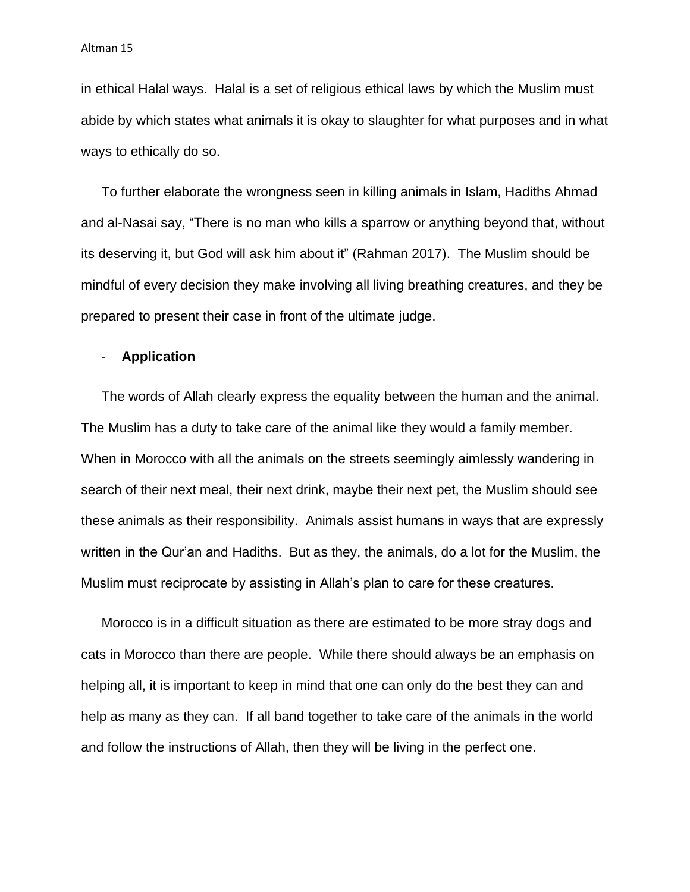in ethical Halal ways. Halal is a set of religious ethical laws by which the Muslim must abide by which states what animals it is okay to slaughter for what purposes and in what ways to ethically do so.

To further elaborate the wrongness seen in killing animals in Islam, Hadiths Ahmad and al-Nasai say, “There is no man who kills a sparrow or anything beyond that, without its deserving it, but God will ask him about it” (Rahman 2017). The Muslim should be mindful of every decision they make involving all living breathing creatures, and they be prepared to present their case in front of the ultimate judge.

- **Application**

The words of Allah clearly express the equality between the human and the animal. The Muslim has a duty to take care of the animal like they would a family member. When in Morocco with all the animals on the streets seemingly aimlessly wandering in search of their next meal, their next drink, maybe their next pet, the Muslim should see these animals as their responsibility. Animals assist humans in ways that are expressly written in the Qur’an and Hadiths. But as they, the animals, do a lot for the Muslim, the Muslim must reciprocate by assisting in Allah’s plan to care for these creatures.

Morocco is in a difficult situation as there are estimated to be more stray dogs and cats in Morocco than there are people. While there should always be an emphasis on helping all, it is important to keep in mind that one can only do the best they can and help as many as they can. If all band together to take care of the animals in the world and follow the instructions of Allah, then they will be living in the perfect one.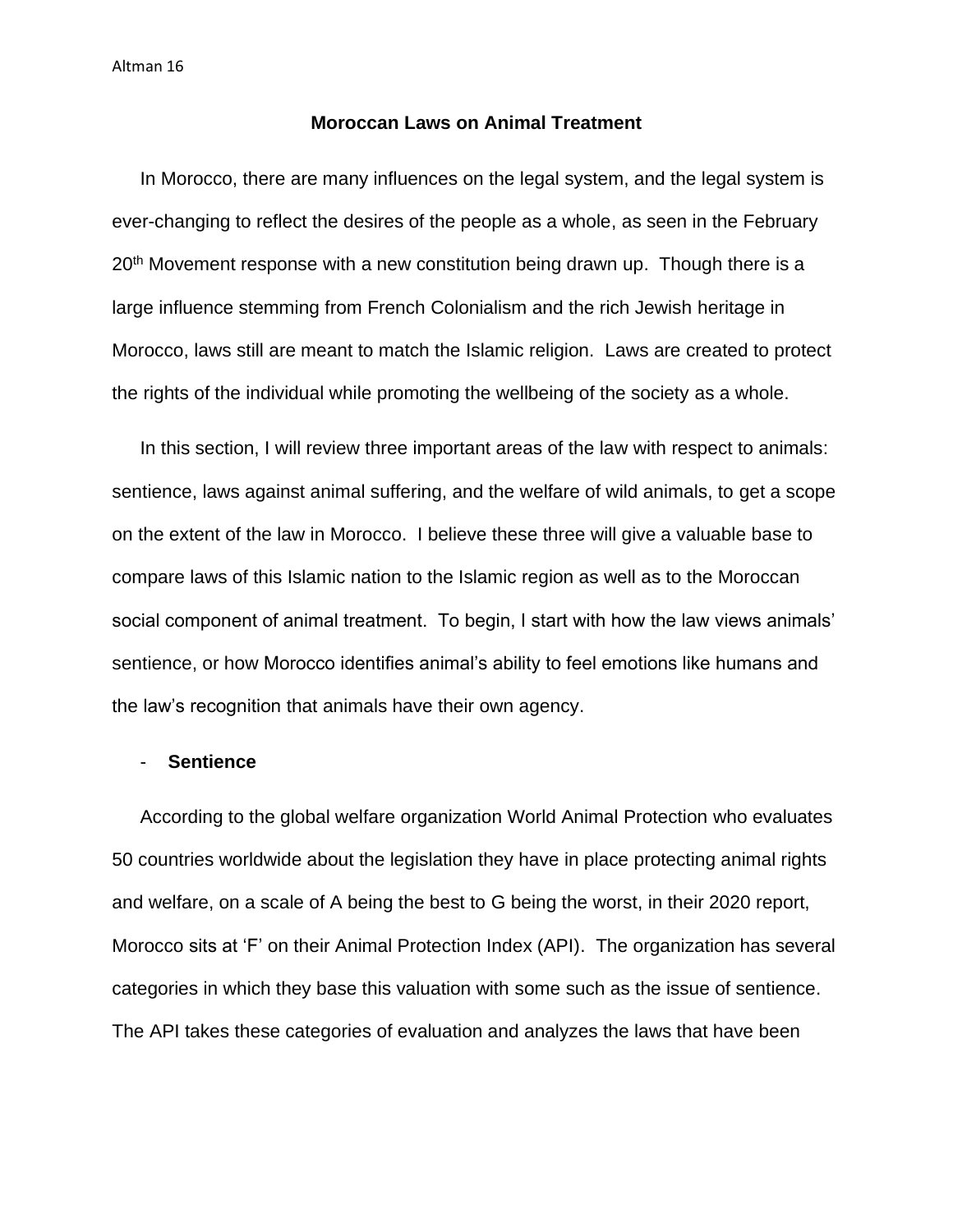## Moroccan Laws on Animal Treatment

In Morocco, there are many influences on the legal system, and the legal system is ever-changing to reflect the desires of the people as a whole, as seen in the February 20th Movement response with a new constitution being drawn up. Though there is a large influence stemming from French Colonialism and the rich Jewish heritage in Morocco, laws still are meant to match the Islamic religion. Laws are created to protect the rights of the individual while promoting the wellbeing of the society as a whole.

In this section, I will review three important areas of the law with respect to animals: sentience, laws against animal suffering, and the welfare of wild animals, to get a scope on the extent of the law in Morocco. I believe these three will give a valuable base to compare laws of this Islamic nation to the Islamic region as well as to the Moroccan social component of animal treatment. To begin, I start with how the law views animals' sentience, or how Morocco identifies animal's ability to feel emotions like humans and the law's recognition that animals have their own agency.

- **Sentience**

According to the global welfare organization World Animal Protection who evaluates 50 countries worldwide about the legislation they have in place protecting animal rights and welfare, on a scale of A being the best to G being the worst, in their 2020 report, Morocco sits at 'F' on their Animal Protection Index (API). The organization has several categories in which they base this valuation with some such as the issue of sentience. The API takes these categories of evaluation and analyzes the laws that have been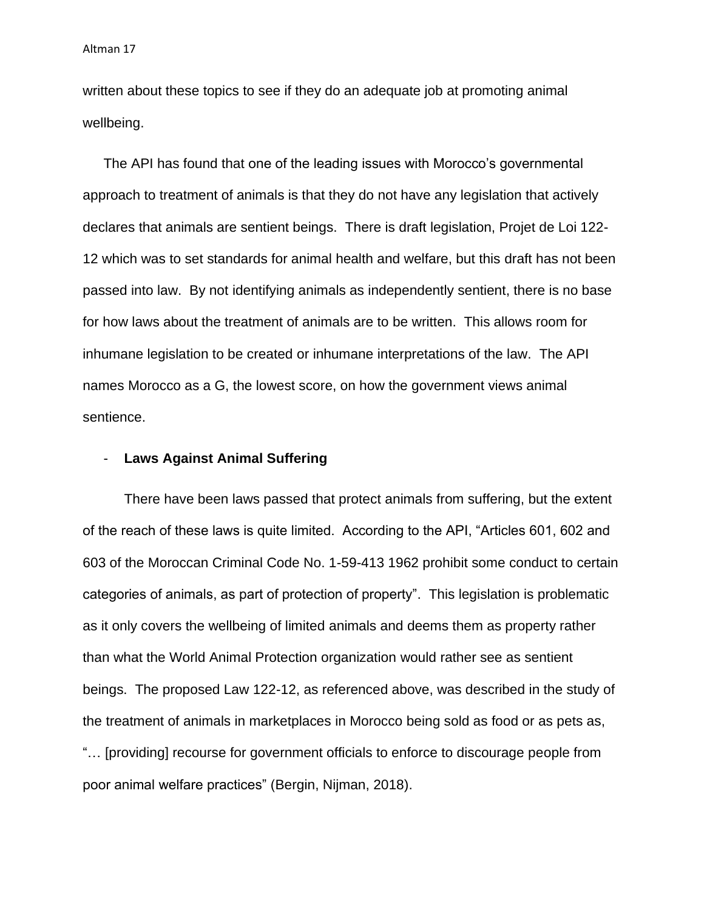written about these topics to see if they do an adequate job at promoting animal wellbeing.

The API has found that one of the leading issues with Morocco's governmental approach to treatment of animals is that they do not have any legislation that actively declares that animals are sentient beings. There is draft legislation, Projet de Loi 122-12 which was to set standards for animal health and welfare, but this draft has not been passed into law. By not identifying animals as independently sentient, there is no base for how laws about the treatment of animals are to be written. This allows room for inhumane legislation to be created or inhumane interpretations of the law. The API names Morocco as a G, the lowest score, on how the government views animal sentience.

- **Laws Against Animal Suffering**

There have been laws passed that protect animals from suffering, but the extent of the reach of these laws is quite limited. According to the API, "Articles 601, 602 and 603 of the Moroccan Criminal Code No. 1-59-413 1962 prohibit some conduct to certain categories of animals, as part of protection of property". This legislation is problematic as it only covers the wellbeing of limited animals and deems them as property rather than what the World Animal Protection organization would rather see as sentient beings. The proposed Law 122-12, as referenced above, was described in the study of the treatment of animals in marketplaces in Morocco being sold as food or as pets as, "… [providing] recourse for government officials to enforce to discourage people from poor animal welfare practices" (Bergin, Nijman, 2018).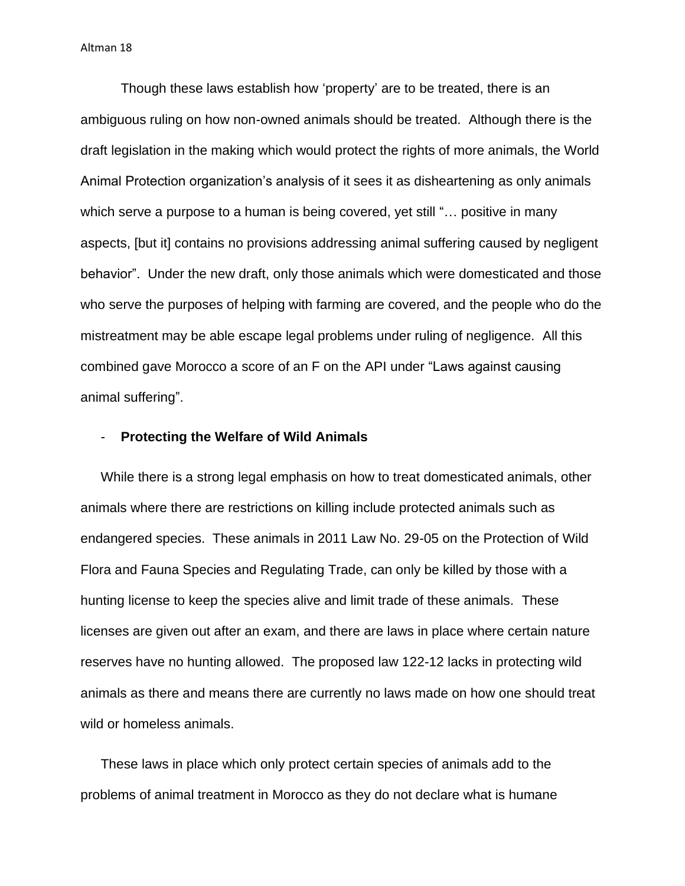Though these laws establish how 'property' are to be treated, there is an ambiguous ruling on how non-owned animals should be treated. Although there is the draft legislation in the making which would protect the rights of more animals, the World Animal Protection organization's analysis of it sees it as disheartening as only animals which serve a purpose to a human is being covered, yet still "… positive in many aspects, [but it] contains no provisions addressing animal suffering caused by negligent behavior". Under the new draft, only those animals which were domesticated and those who serve the purposes of helping with farming are covered, and the people who do the mistreatment may be able escape legal problems under ruling of negligence. All this combined gave Morocco a score of an F on the API under "Laws against causing animal suffering".

- **Protecting the Welfare of Wild Animals**

While there is a strong legal emphasis on how to treat domesticated animals, other animals where there are restrictions on killing include protected animals such as endangered species. These animals in 2011 Law No. 29-05 on the Protection of Wild Flora and Fauna Species and Regulating Trade, can only be killed by those with a hunting license to keep the species alive and limit trade of these animals. These licenses are given out after an exam, and there are laws in place where certain nature reserves have no hunting allowed. The proposed law 122-12 lacks in protecting wild animals as there and means there are currently no laws made on how one should treat wild or homeless animals.

These laws in place which only protect certain species of animals add to the problems of animal treatment in Morocco as they do not declare what is humane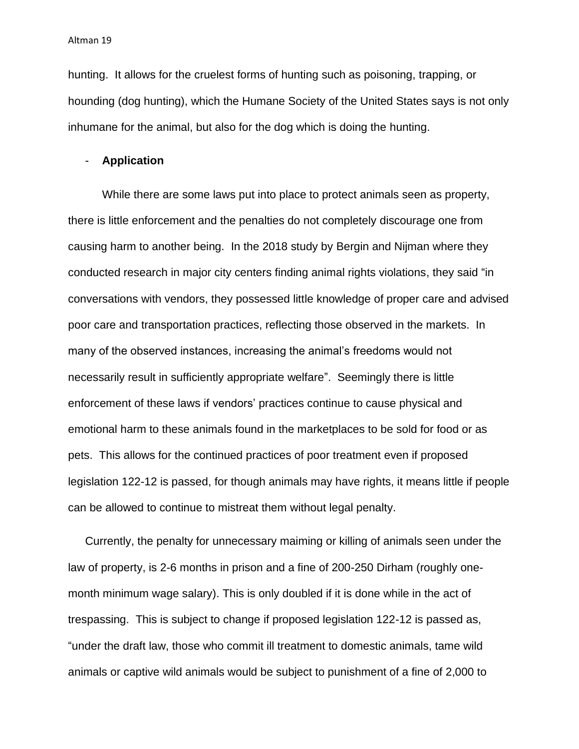hunting. It allows for the cruelest forms of hunting such as poisoning, trapping, or hounding (dog hunting), which the Humane Society of the United States says is not only inhumane for the animal, but also for the dog which is doing the hunting.

- **Application**

While there are some laws put into place to protect animals seen as property, there is little enforcement and the penalties do not completely discourage one from causing harm to another being. In the 2018 study by Bergin and Nijman where they conducted research in major city centers finding animal rights violations, they said "in conversations with vendors, they possessed little knowledge of proper care and advised poor care and transportation practices, reflecting those observed in the markets. In many of the observed instances, increasing the animal's freedoms would not necessarily result in sufficiently appropriate welfare". Seemingly there is little enforcement of these laws if vendors' practices continue to cause physical and emotional harm to these animals found in the marketplaces to be sold for food or as pets. This allows for the continued practices of poor treatment even if proposed legislation 122-12 is passed, for though animals may have rights, it means little if people can be allowed to continue to mistreat them without legal penalty.

Currently, the penalty for unnecessary maiming or killing of animals seen under the law of property, is 2-6 months in prison and a fine of 200-250 Dirham (roughly one-month minimum wage salary). This is only doubled if it is done while in the act of trespassing. This is subject to change if proposed legislation 122-12 is passed as, "under the draft law, those who commit ill treatment to domestic animals, tame wild animals or captive wild animals would be subject to punishment of a fine of 2,000 to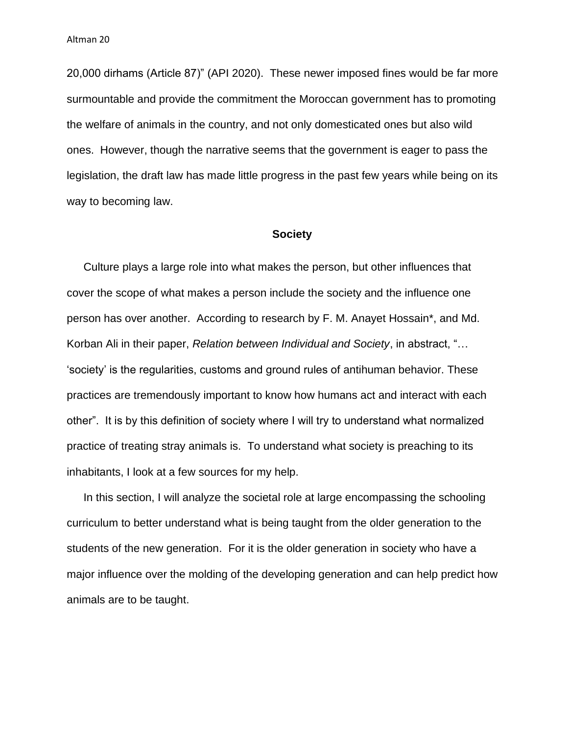20,000 dirhams (Article 87)" (API 2020). These newer imposed fines would be far more surmountable and provide the commitment the Moroccan government has to promoting the welfare of animals in the country, and not only domesticated ones but also wild ones. However, though the narrative seems that the government is eager to pass the legislation, the draft law has made little progress in the past few years while being on its way to becoming law.

## Society

Culture plays a large role into what makes the person, but other influences that cover the scope of what makes a person include the society and the influence one person has over another. According to research by F. M. Anayet Hossain*, and Md. Korban Ali in their paper, *Relation between Individual and Society*, in abstract, "… 'society' is the regularities, customs and ground rules of antihuman behavior. These practices are tremendously important to know how humans act and interact with each other". It is by this definition of society where I will try to understand what normalized practice of treating stray animals is. To understand what society is preaching to its inhabitants, I look at a few sources for my help.

In this section, I will analyze the societal role at large encompassing the schooling curriculum to better understand what is being taught from the older generation to the students of the new generation. For it is the older generation in society who have a major influence over the molding of the developing generation and can help predict how animals are to be taught.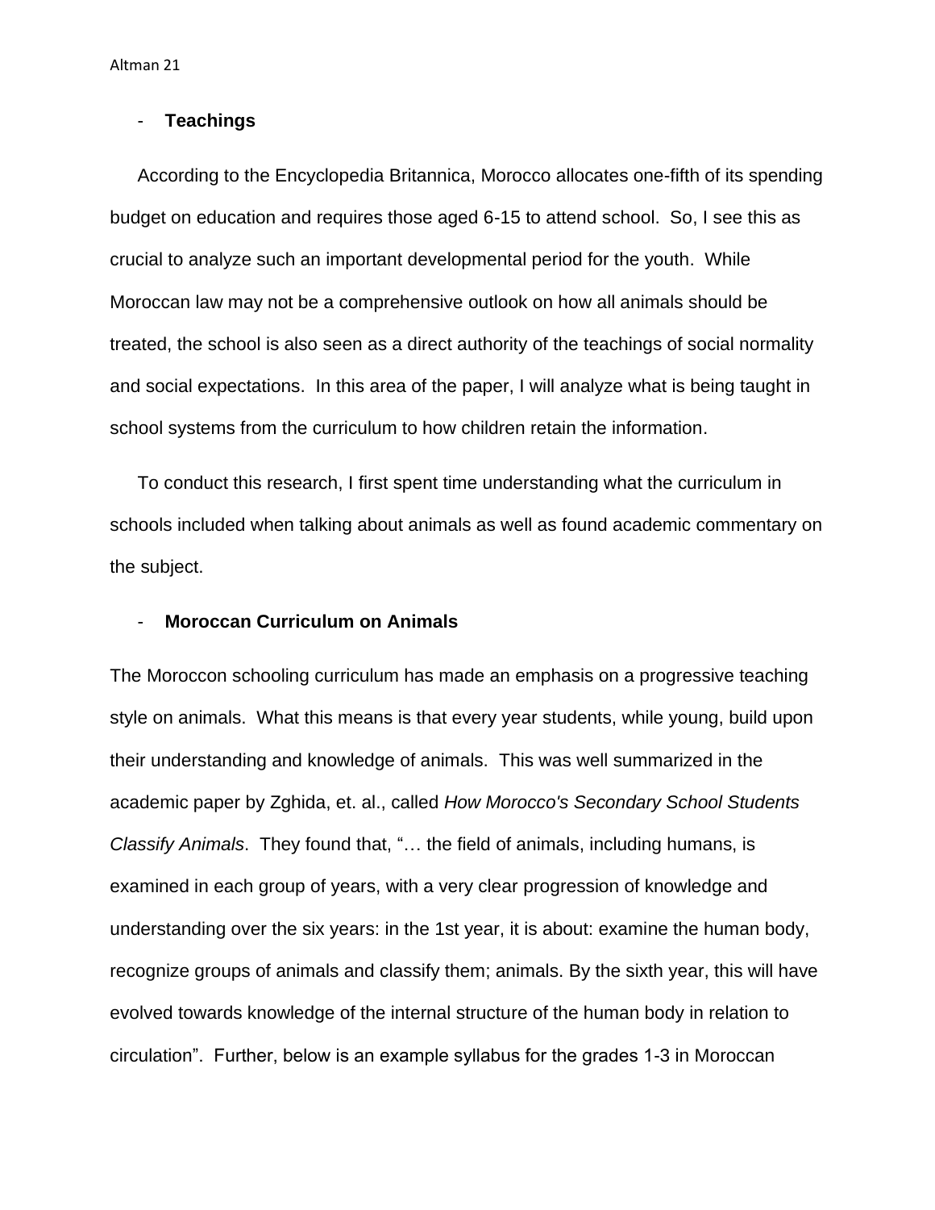- **Teachings**

According to the Encyclopedia Britannica, Morocco allocates one-fifth of its spending budget on education and requires those aged 6-15 to attend school. So, I see this as crucial to analyze such an important developmental period for the youth. While Moroccan law may not be a comprehensive outlook on how all animals should be treated, the school is also seen as a direct authority of the teachings of social normality and social expectations. In this area of the paper, I will analyze what is being taught in school systems from the curriculum to how children retain the information.

To conduct this research, I first spent time understanding what the curriculum in schools included when talking about animals as well as found academic commentary on the subject.

- **Moroccan Curriculum on Animals**

The Moroccon schooling curriculum has made an emphasis on a progressive teaching style on animals. What this means is that every year students, while young, build upon their understanding and knowledge of animals. This was well summarized in the academic paper by Zghida, et. al., called *How Morocco's Secondary School Students Classify Animals*. They found that, "… the field of animals, including humans, is examined in each group of years, with a very clear progression of knowledge and understanding over the six years: in the 1st year, it is about: examine the human body, recognize groups of animals and classify them; animals. By the sixth year, this will have evolved towards knowledge of the internal structure of the human body in relation to circulation". Further, below is an example syllabus for the grades 1-3 in Moroccan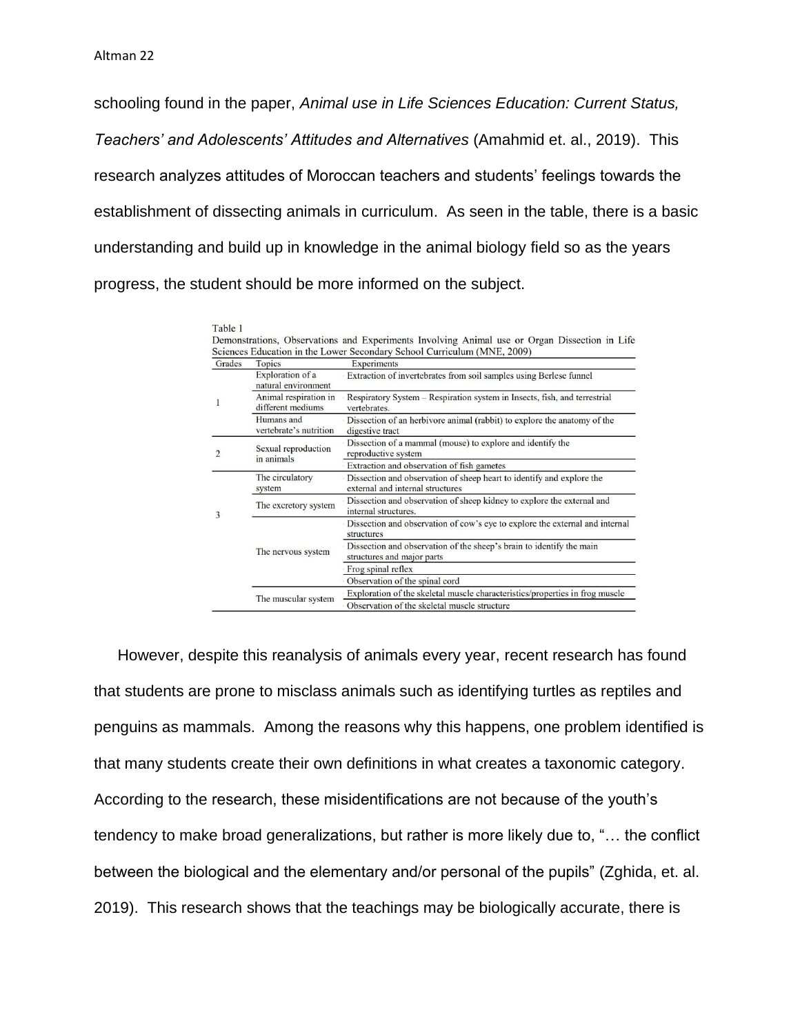schooling found in the paper, *Animal use in Life Sciences Education: Current Status, Teachers' and Adolescents' Attitudes and Alternatives* (Amahmid et. al., 2019). This research analyzes attitudes of Moroccan teachers and students' feelings towards the establishment of dissecting animals in curriculum. As seen in the table, there is a basic understanding and build up in knowledge in the animal biology field so as the years progress, the student should be more informed on the subject.

Table 1

Demonstrations, Observations and Experiments Involving Animal use or Organ Dissection in Life Sciences Education in the Lower Secondary School Curriculum (MNE, 2009)

| Grades | Topics | Experiments |
|---|---|---|
| 1 | Exploration of a natural environment | Extraction of invertebrates from soil samples using Berlese funnel |
| | Animal respiration in different mediums | Respiratory System – Respiration system in Insects, fish, and terrestrial vertebrates. |
| | Humans and vertebrate's nutrition | Dissection of an herbivore animal (rabbit) to explore the anatomy of the digestive tract |
| 2 | Sexual reproduction in animals | Dissection of a mammal (mouse) to explore and identify the reproductive system |
| | | Extraction and observation of fish gametes |
| 3 | The circulatory system | Dissection and observation of sheep heart to identify and explore the external and internal structures |
| | The excretory system | Dissection and observation of sheep kidney to explore the external and internal structures. |
| | The nervous system | Dissection and observation of cow's eye to explore the external and internal structures |
| | | Dissection and observation of the sheep's brain to identify the main structures and major parts |
| | | Frog spinal reflex |
| | | Observation of the spinal cord |
| | The muscular system | Exploration of the skeletal muscle characteristics/properties in frog muscle |
| | | Observation of the skeletal muscle structure |

However, despite this reanalysis of animals every year, recent research has found that students are prone to misclass animals such as identifying turtles as reptiles and penguins as mammals. Among the reasons why this happens, one problem identified is that many students create their own definitions in what creates a taxonomic category. According to the research, these misidentifications are not because of the youth's tendency to make broad generalizations, but rather is more likely due to, "… the conflict between the biological and the elementary and/or personal of the pupils" (Zghida, et. al. 2019). This research shows that the teachings may be biologically accurate, there is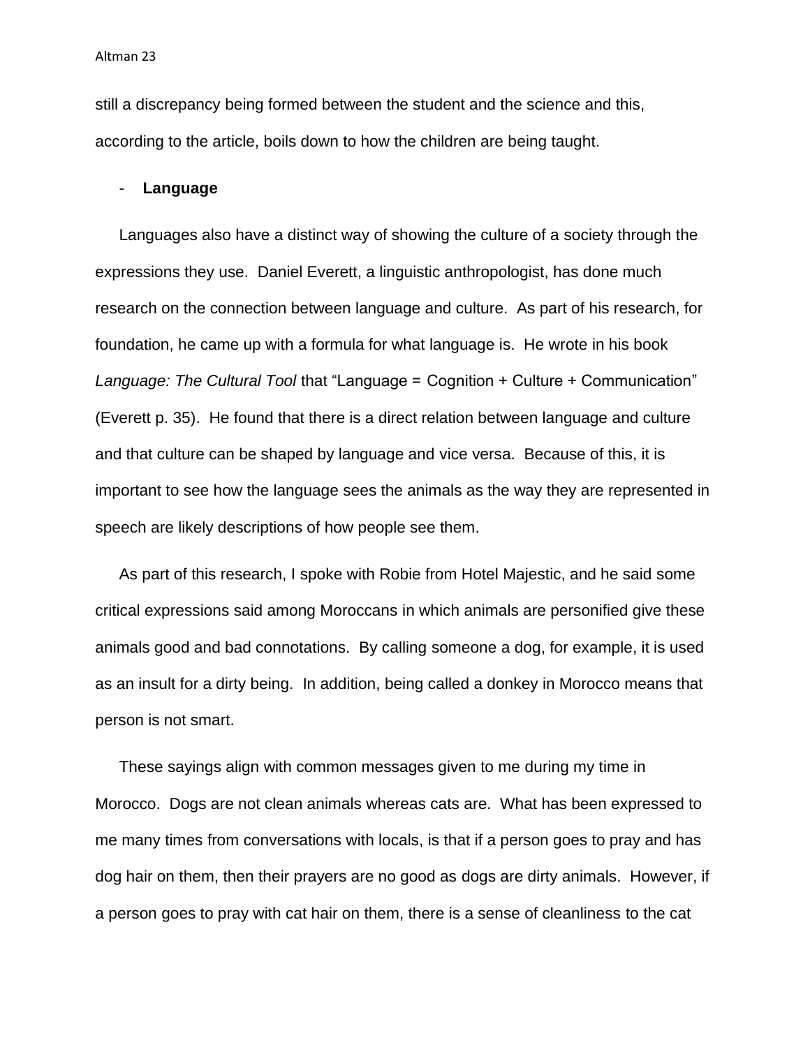still a discrepancy being formed between the student and the science and this, according to the article, boils down to how the children are being taught.

- **Language**

Languages also have a distinct way of showing the culture of a society through the expressions they use. Daniel Everett, a linguistic anthropologist, has done much research on the connection between language and culture. As part of his research, for foundation, he came up with a formula for what language is. He wrote in his book *Language: The Cultural Tool* that "Language = Cognition + Culture + Communication" (Everett p. 35). He found that there is a direct relation between language and culture and that culture can be shaped by language and vice versa. Because of this, it is important to see how the language sees the animals as the way they are represented in speech are likely descriptions of how people see them.

As part of this research, I spoke with Robie from Hotel Majestic, and he said some critical expressions said among Moroccans in which animals are personified give these animals good and bad connotations. By calling someone a dog, for example, it is used as an insult for a dirty being. In addition, being called a donkey in Morocco means that person is not smart.

These sayings align with common messages given to me during my time in Morocco. Dogs are not clean animals whereas cats are. What has been expressed to me many times from conversations with locals, is that if a person goes to pray and has dog hair on them, then their prayers are no good as dogs are dirty animals. However, if a person goes to pray with cat hair on them, there is a sense of cleanliness to the cat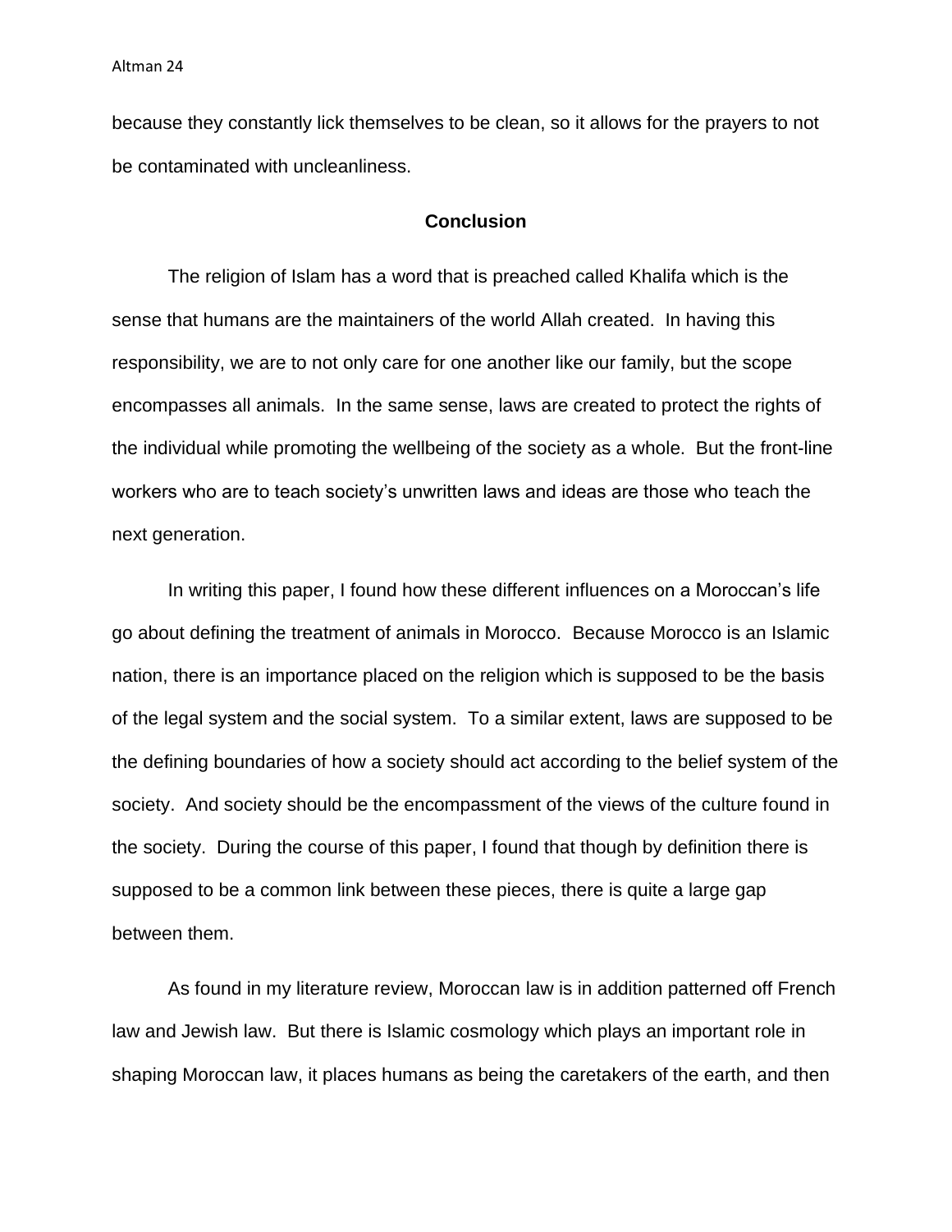because they constantly lick themselves to be clean, so it allows for the prayers to not be contaminated with uncleanliness.

## Conclusion

The religion of Islam has a word that is preached called Khalifa which is the sense that humans are the maintainers of the world Allah created. In having this responsibility, we are to not only care for one another like our family, but the scope encompasses all animals. In the same sense, laws are created to protect the rights of the individual while promoting the wellbeing of the society as a whole. But the front-line workers who are to teach society's unwritten laws and ideas are those who teach the next generation.

In writing this paper, I found how these different influences on a Moroccan's life go about defining the treatment of animals in Morocco. Because Morocco is an Islamic nation, there is an importance placed on the religion which is supposed to be the basis of the legal system and the social system. To a similar extent, laws are supposed to be the defining boundaries of how a society should act according to the belief system of the society. And society should be the encompassment of the views of the culture found in the society. During the course of this paper, I found that though by definition there is supposed to be a common link between these pieces, there is quite a large gap between them.

As found in my literature review, Moroccan law is in addition patterned off French law and Jewish law. But there is Islamic cosmology which plays an important role in shaping Moroccan law, it places humans as being the caretakers of the earth, and then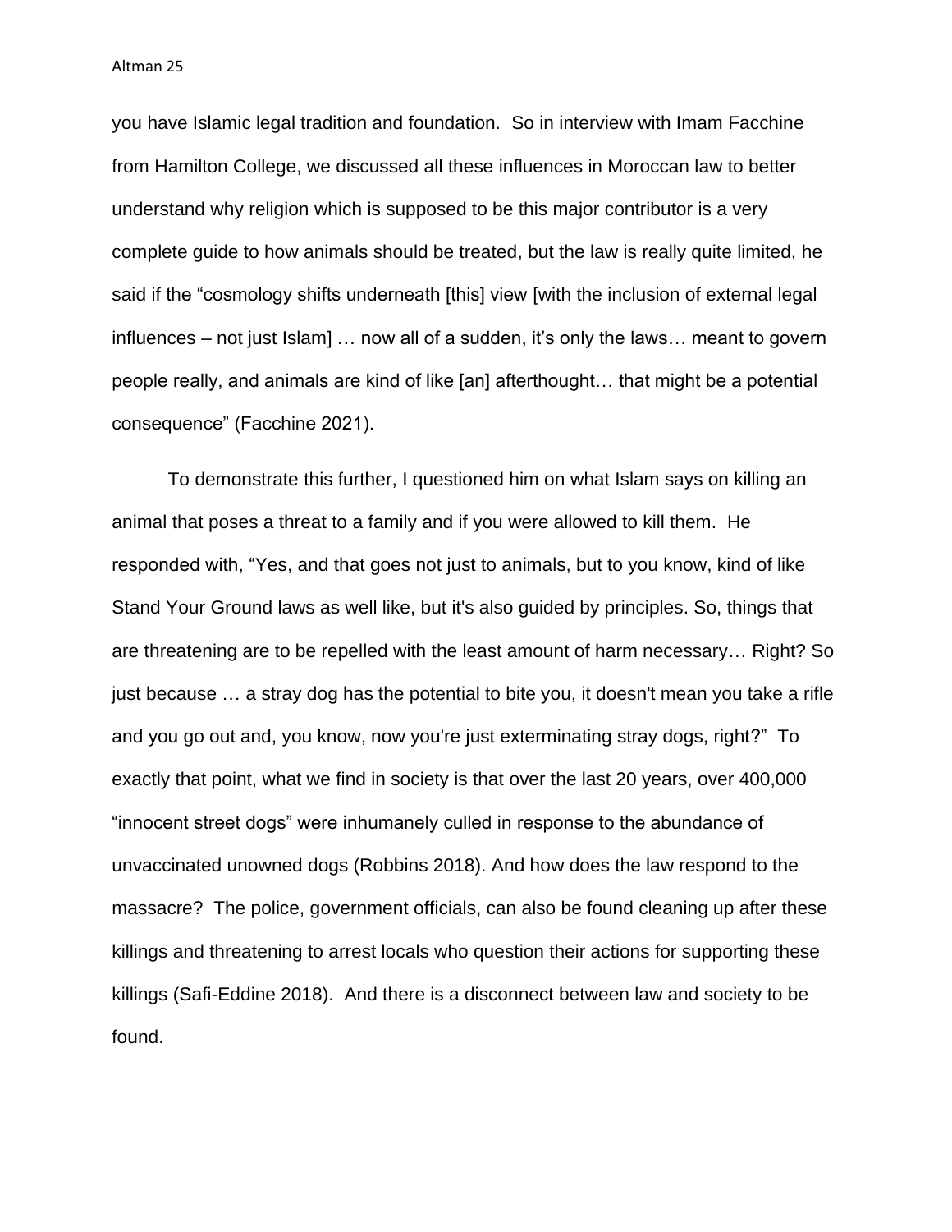you have Islamic legal tradition and foundation. So in interview with Imam Facchine from Hamilton College, we discussed all these influences in Moroccan law to better understand why religion which is supposed to be this major contributor is a very complete guide to how animals should be treated, but the law is really quite limited, he said if the "cosmology shifts underneath [this] view [with the inclusion of external legal influences – not just Islam] … now all of a sudden, it's only the laws… meant to govern people really, and animals are kind of like [an] afterthought… that might be a potential consequence" (Facchine 2021).

To demonstrate this further, I questioned him on what Islam says on killing an animal that poses a threat to a family and if you were allowed to kill them. He responded with, "Yes, and that goes not just to animals, but to you know, kind of like Stand Your Ground laws as well like, but it's also guided by principles. So, things that are threatening are to be repelled with the least amount of harm necessary… Right? So just because … a stray dog has the potential to bite you, it doesn't mean you take a rifle and you go out and, you know, now you're just exterminating stray dogs, right?" To exactly that point, what we find in society is that over the last 20 years, over 400,000 "innocent street dogs" were inhumanely culled in response to the abundance of unvaccinated unowned dogs (Robbins 2018). And how does the law respond to the massacre? The police, government officials, can also be found cleaning up after these killings and threatening to arrest locals who question their actions for supporting these killings (Safi-Eddine 2018). And there is a disconnect between law and society to be found.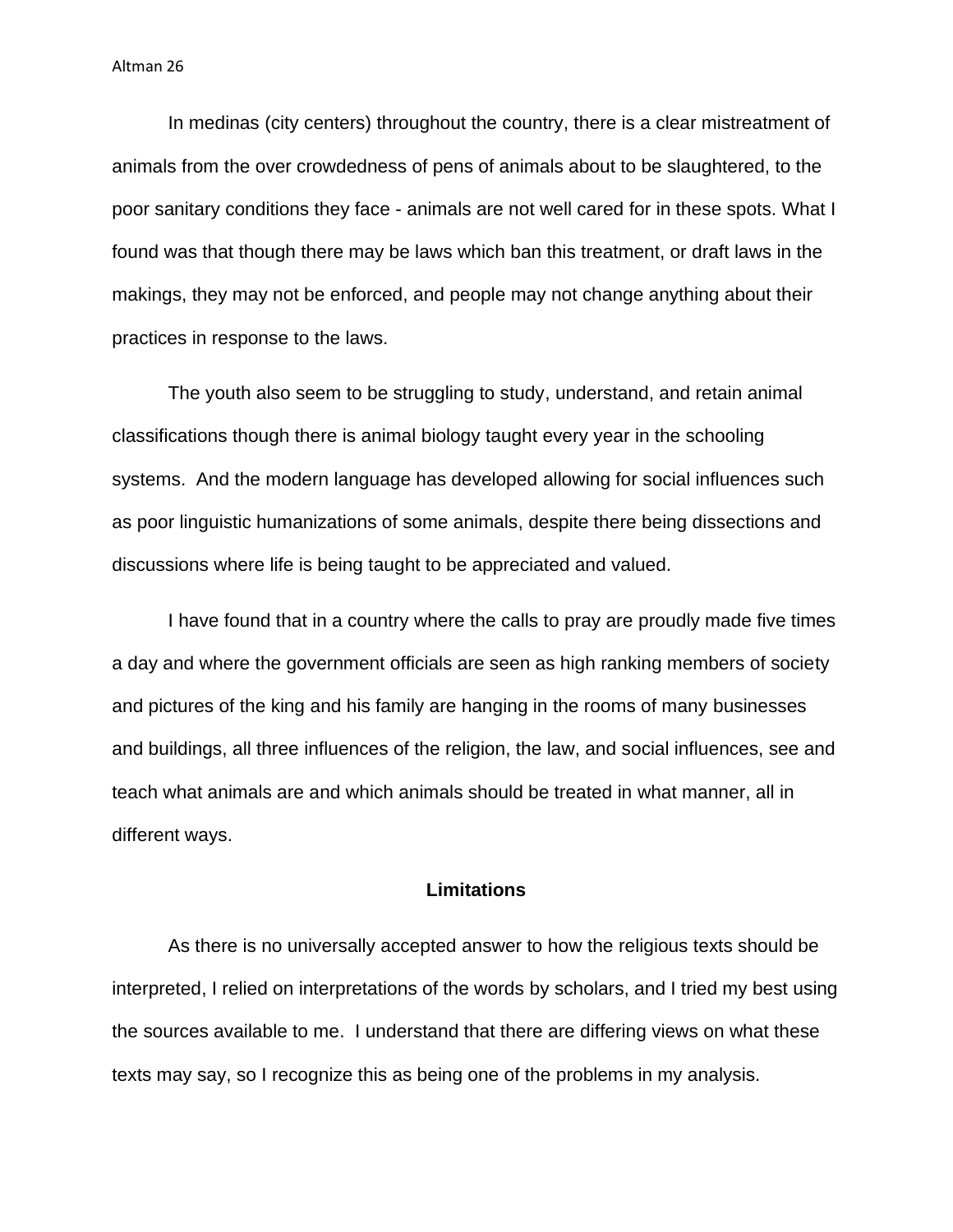In medinas (city centers) throughout the country, there is a clear mistreatment of animals from the over crowdedness of pens of animals about to be slaughtered, to the poor sanitary conditions they face - animals are not well cared for in these spots. What I found was that though there may be laws which ban this treatment, or draft laws in the makings, they may not be enforced, and people may not change anything about their practices in response to the laws.

The youth also seem to be struggling to study, understand, and retain animal classifications though there is animal biology taught every year in the schooling systems. And the modern language has developed allowing for social influences such as poor linguistic humanizations of some animals, despite there being dissections and discussions where life is being taught to be appreciated and valued.

I have found that in a country where the calls to pray are proudly made five times a day and where the government officials are seen as high ranking members of society and pictures of the king and his family are hanging in the rooms of many businesses and buildings, all three influences of the religion, the law, and social influences, see and teach what animals are and which animals should be treated in what manner, all in different ways.

## Limitations

As there is no universally accepted answer to how the religious texts should be interpreted, I relied on interpretations of the words by scholars, and I tried my best using the sources available to me. I understand that there are differing views on what these texts may say, so I recognize this as being one of the problems in my analysis.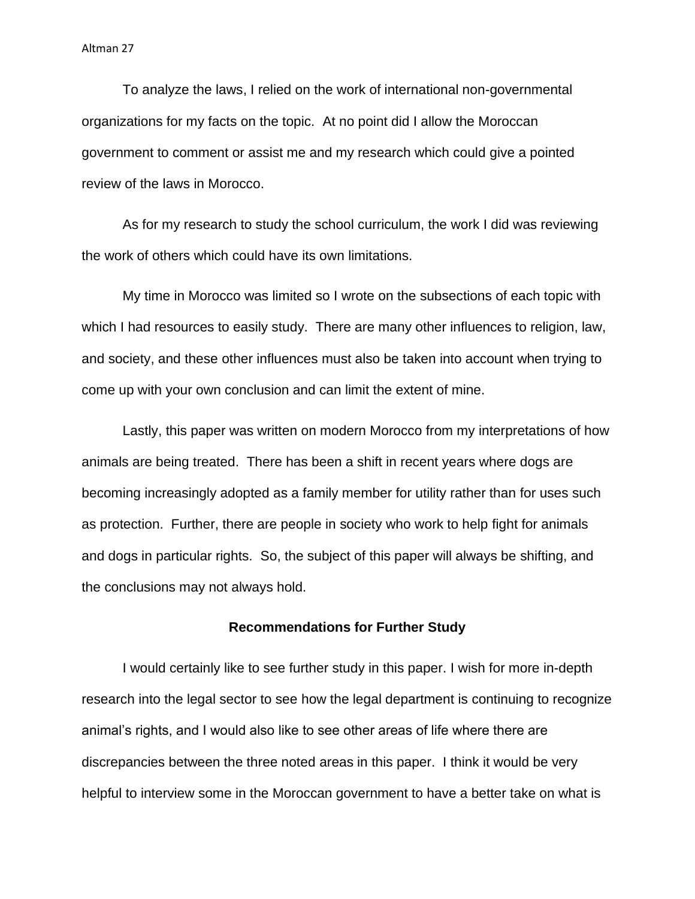To analyze the laws, I relied on the work of international non-governmental organizations for my facts on the topic. At no point did I allow the Moroccan government to comment or assist me and my research which could give a pointed review of the laws in Morocco.

As for my research to study the school curriculum, the work I did was reviewing the work of others which could have its own limitations.

My time in Morocco was limited so I wrote on the subsections of each topic with which I had resources to easily study. There are many other influences to religion, law, and society, and these other influences must also be taken into account when trying to come up with your own conclusion and can limit the extent of mine.

Lastly, this paper was written on modern Morocco from my interpretations of how animals are being treated. There has been a shift in recent years where dogs are becoming increasingly adopted as a family member for utility rather than for uses such as protection. Further, there are people in society who work to help fight for animals and dogs in particular rights. So, the subject of this paper will always be shifting, and the conclusions may not always hold.

## Recommendations for Further Study

I would certainly like to see further study in this paper. I wish for more in-depth research into the legal sector to see how the legal department is continuing to recognize animal's rights, and I would also like to see other areas of life where there are discrepancies between the three noted areas in this paper. I think it would be very helpful to interview some in the Moroccan government to have a better take on what is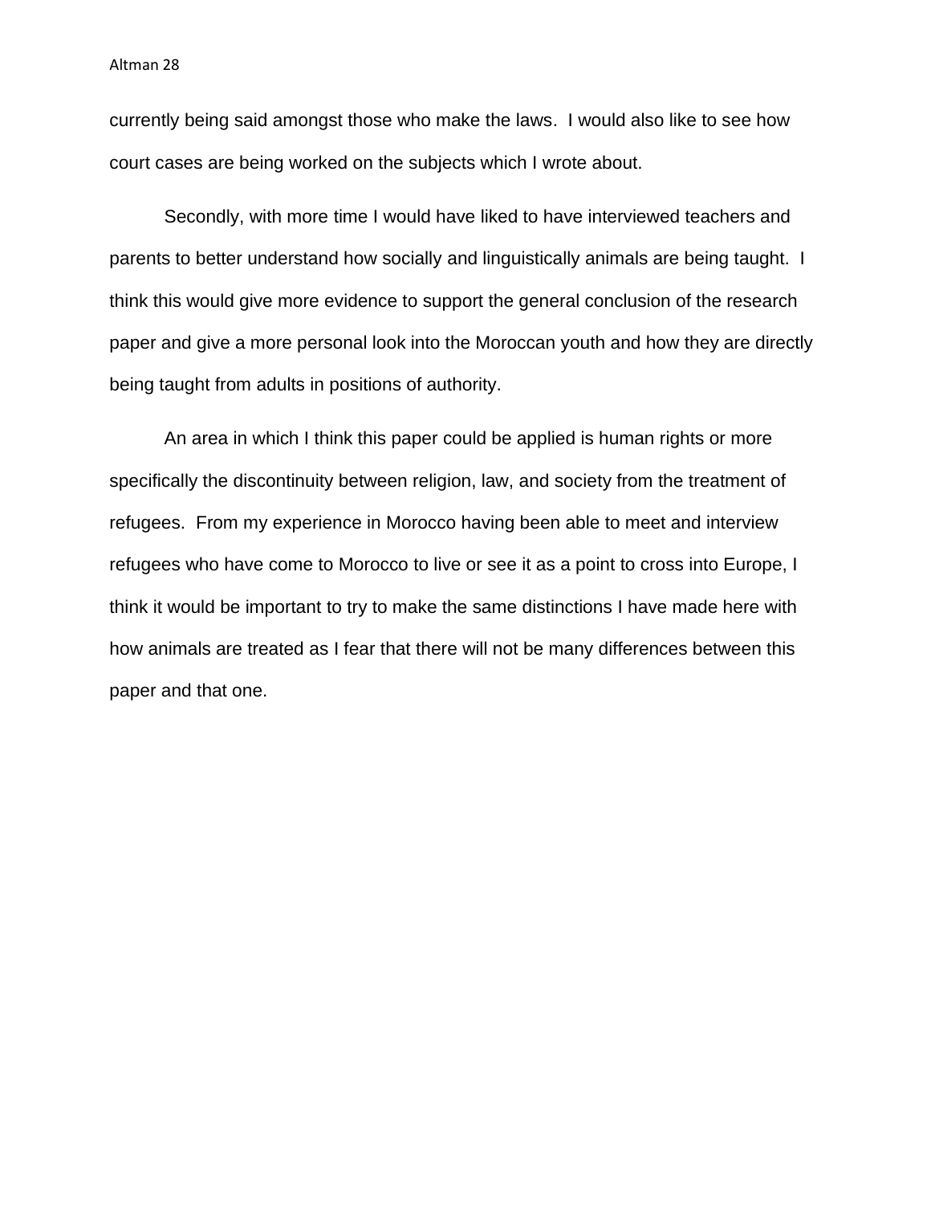currently being said amongst those who make the laws. I would also like to see how court cases are being worked on the subjects which I wrote about.

Secondly, with more time I would have liked to have interviewed teachers and parents to better understand how socially and linguistically animals are being taught. I think this would give more evidence to support the general conclusion of the research paper and give a more personal look into the Moroccan youth and how they are directly being taught from adults in positions of authority.

An area in which I think this paper could be applied is human rights or more specifically the discontinuity between religion, law, and society from the treatment of refugees. From my experience in Morocco having been able to meet and interview refugees who have come to Morocco to live or see it as a point to cross into Europe, I think it would be important to try to make the same distinctions I have made here with how animals are treated as I fear that there will not be many differences between this paper and that one.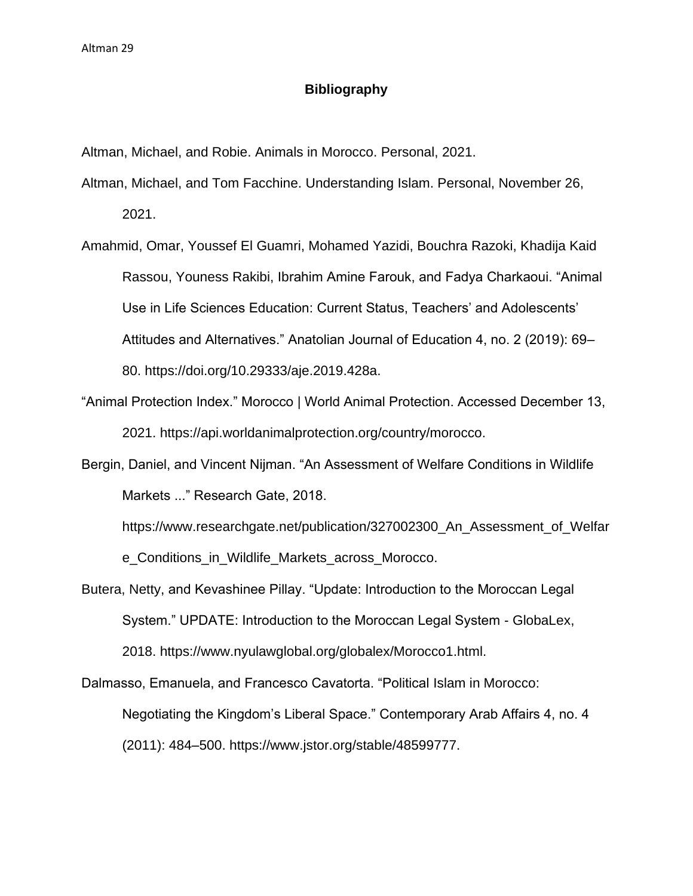# Bibliography

Altman, Michael, and Robie. Animals in Morocco. Personal, 2021.

Altman, Michael, and Tom Facchine. Understanding Islam. Personal, November 26, 2021.

Amahmid, Omar, Youssef El Guamri, Mohamed Yazidi, Bouchra Razoki, Khadija Kaid Rassou, Youness Rakibi, Ibrahim Amine Farouk, and Fadya Charkaoui. “Animal Use in Life Sciences Education: Current Status, Teachers’ and Adolescents’ Attitudes and Alternatives.” Anatolian Journal of Education 4, no. 2 (2019): 69–80. https://doi.org/10.29333/aje.2019.428a.

“Animal Protection Index.” Morocco | World Animal Protection. Accessed December 13, 2021. https://api.worldanimalprotection.org/country/morocco.

Bergin, Daniel, and Vincent Nijman. “An Assessment of Welfare Conditions in Wildlife Markets ...” Research Gate, 2018. https://www.researchgate.net/publication/327002300_An_Assessment_of_Welfare_Conditions_in_Wildlife_Markets_across_Morocco.

Butera, Netty, and Kevashinee Pillay. “Update: Introduction to the Moroccan Legal System.” UPDATE: Introduction to the Moroccan Legal System - GlobaLex, 2018. https://www.nyulawglobal.org/globalex/Morocco1.html.

Dalmasso, Emanuela, and Francesco Cavatorta. “Political Islam in Morocco: Negotiating the Kingdom’s Liberal Space.” Contemporary Arab Affairs 4, no. 4 (2011): 484–500. https://www.jstor.org/stable/48599777.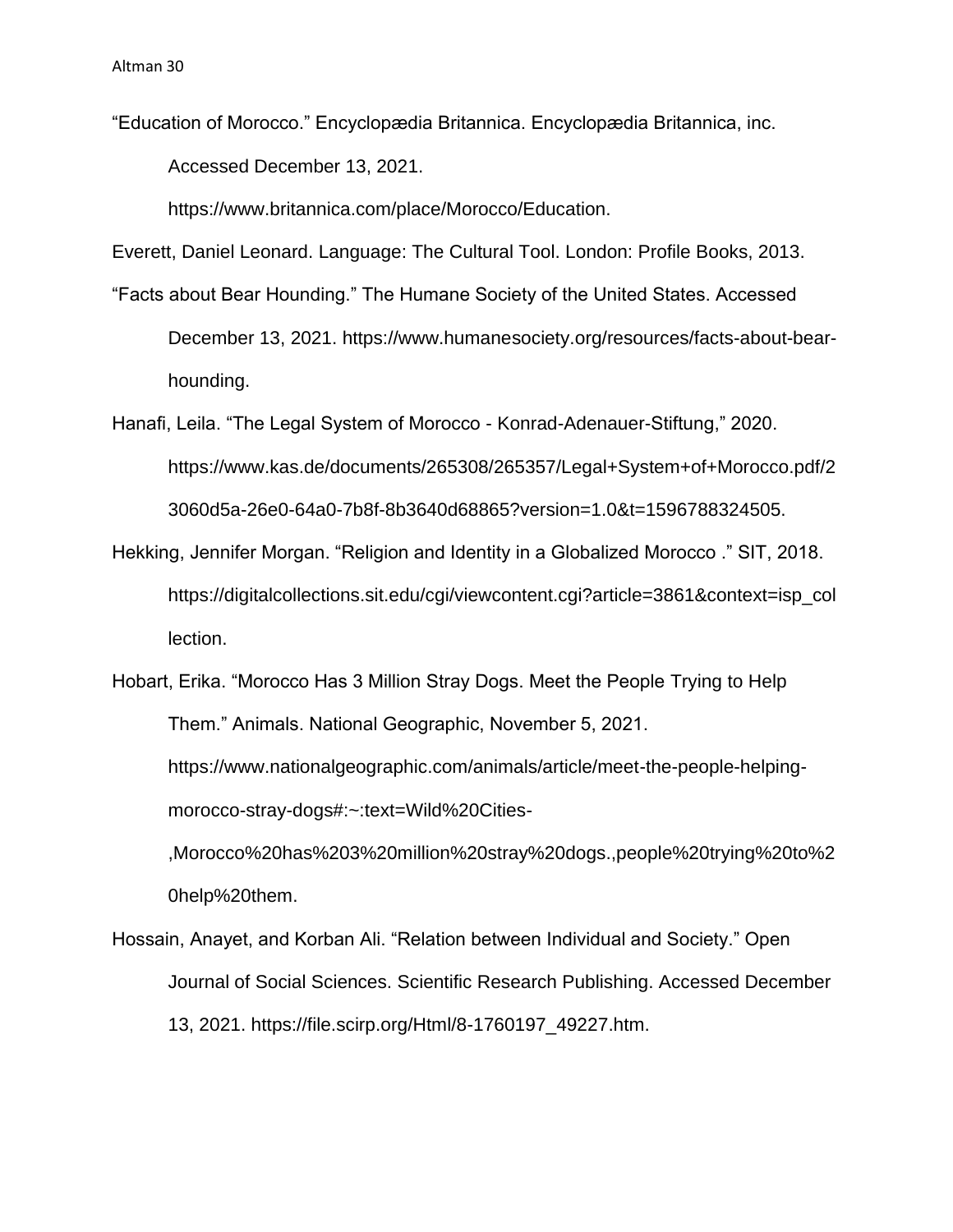"Education of Morocco." Encyclopædia Britannica. Encyclopædia Britannica, inc. Accessed December 13, 2021. https://www.britannica.com/place/Morocco/Education.

Everett, Daniel Leonard. Language: The Cultural Tool. London: Profile Books, 2013.

"Facts about Bear Hounding." The Humane Society of the United States. Accessed December 13, 2021. https://www.humanesociety.org/resources/facts-about-bear-hounding.

Hanafi, Leila. "The Legal System of Morocco - Konrad-Adenauer-Stiftung," 2020. https://www.kas.de/documents/265308/265357/Legal+System+of+Morocco.pdf/23060d5a-26e0-64a0-7b8f-8b3640d68865?version=1.0&t=1596788324505.

Hekking, Jennifer Morgan. "Religion and Identity in a Globalized Morocco ." SIT, 2018. https://digitalcollections.sit.edu/cgi/viewcontent.cgi?article=3861&context=isp_collection.

Hobart, Erika. "Morocco Has 3 Million Stray Dogs. Meet the People Trying to Help Them." Animals. National Geographic, November 5, 2021. https://www.nationalgeographic.com/animals/article/meet-the-people-helping-morocco-stray-dogs#:~:text=Wild%20Cities-,Morocco%20has%203%20million%20stray%20dogs.,people%20trying%20to%20help%20them.

Hossain, Anayet, and Korban Ali. "Relation between Individual and Society." Open Journal of Social Sciences. Scientific Research Publishing. Accessed December 13, 2021. https://file.scirp.org/Html/8-1760197_49227.htm.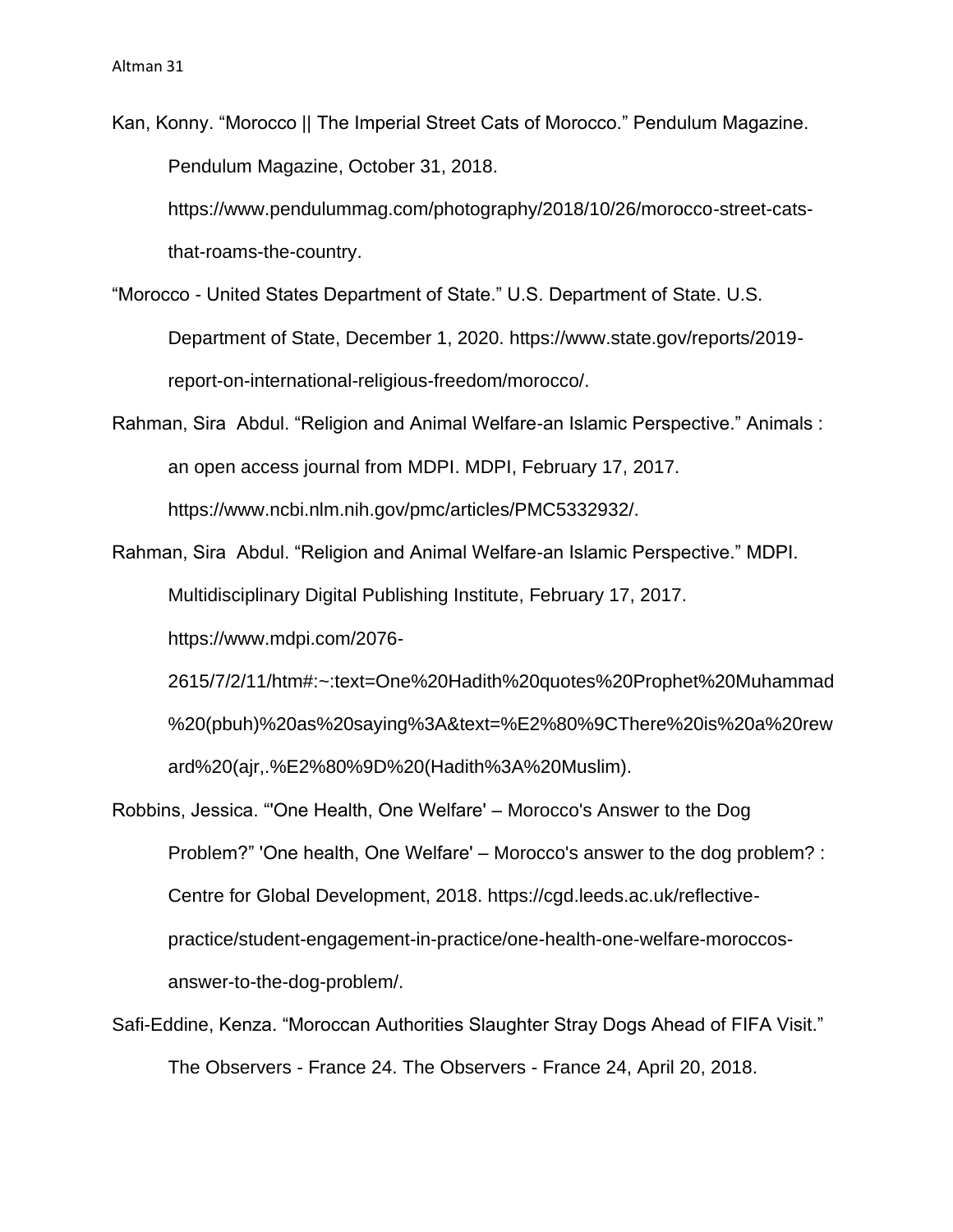Kan, Konny. “Morocco || The Imperial Street Cats of Morocco.” Pendulum Magazine. Pendulum Magazine, October 31, 2018. https://www.pendulummag.com/photography/2018/10/26/morocco-street-cats-that-roams-the-country.

“Morocco - United States Department of State.” U.S. Department of State. U.S. Department of State, December 1, 2020. https://www.state.gov/reports/2019-report-on-international-religious-freedom/morocco/.

Rahman, Sira  Abdul. “Religion and Animal Welfare-an Islamic Perspective.” Animals : an open access journal from MDPI. MDPI, February 17, 2017. https://www.ncbi.nlm.nih.gov/pmc/articles/PMC5332932/.

Rahman, Sira  Abdul. “Religion and Animal Welfare-an Islamic Perspective.” MDPI. Multidisciplinary Digital Publishing Institute, February 17, 2017. https://www.mdpi.com/2076-2615/7/2/11/htm#:~:text=One%20Hadith%20quotes%20Prophet%20Muhammad%20(pbuh)%20as%20saying%3A&text=%E2%80%9CThere%20is%20a%20reward%20(ajr,.%E2%80%9D%20(Hadith%3A%20Muslim).

Robbins, Jessica. “'One Health, One Welfare' – Morocco's Answer to the Dog Problem?” 'One health, One Welfare' – Morocco's answer to the dog problem? : Centre for Global Development, 2018. https://cgd.leeds.ac.uk/reflective-practice/student-engagement-in-practice/one-health-one-welfare-moroccos-answer-to-the-dog-problem/.

Safi-Eddine, Kenza. “Moroccan Authorities Slaughter Stray Dogs Ahead of FIFA Visit.” The Observers - France 24. The Observers - France 24, April 20, 2018.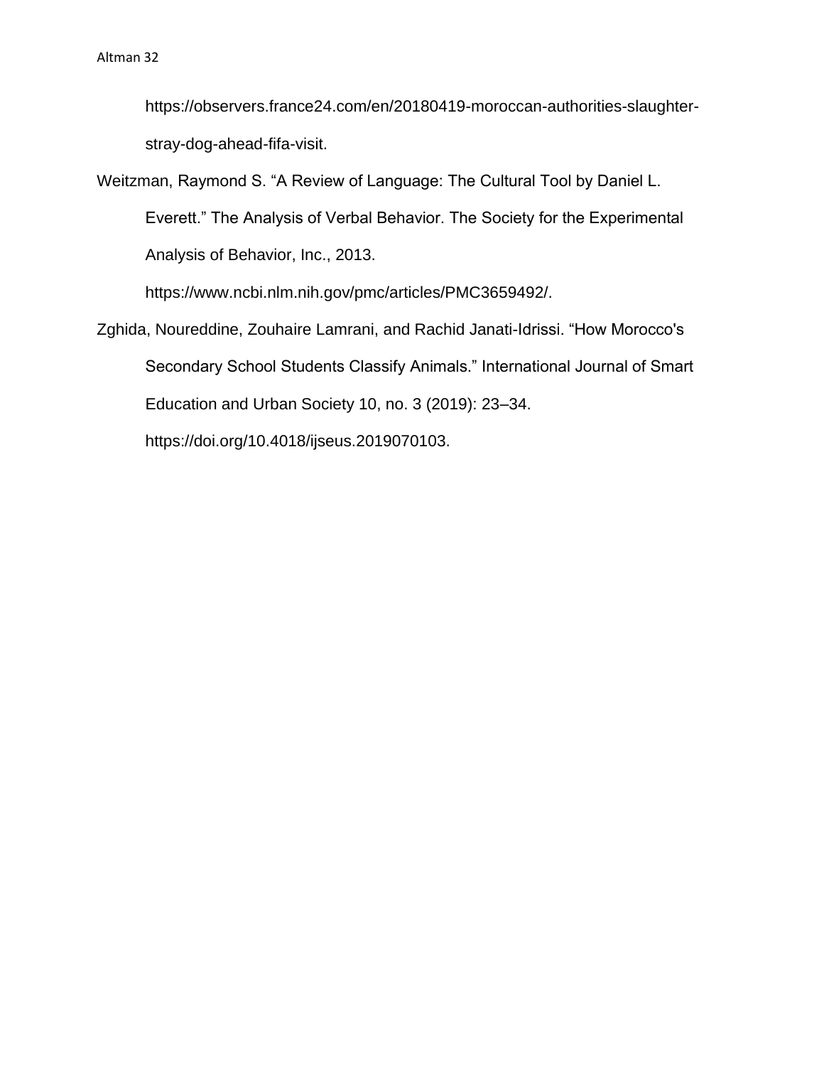https://observers.france24.com/en/20180419-moroccan-authorities-slaughter-stray-dog-ahead-fifa-visit.

Weitzman, Raymond S. “A Review of Language: The Cultural Tool by Daniel L. Everett.” The Analysis of Verbal Behavior. The Society for the Experimental Analysis of Behavior, Inc., 2013. https://www.ncbi.nlm.nih.gov/pmc/articles/PMC3659492/.

Zghida, Noureddine, Zouhaire Lamrani, and Rachid Janati-Idrissi. “How Morocco's Secondary School Students Classify Animals.” International Journal of Smart Education and Urban Society 10, no. 3 (2019): 23–34. https://doi.org/10.4018/ijseus.2019070103.